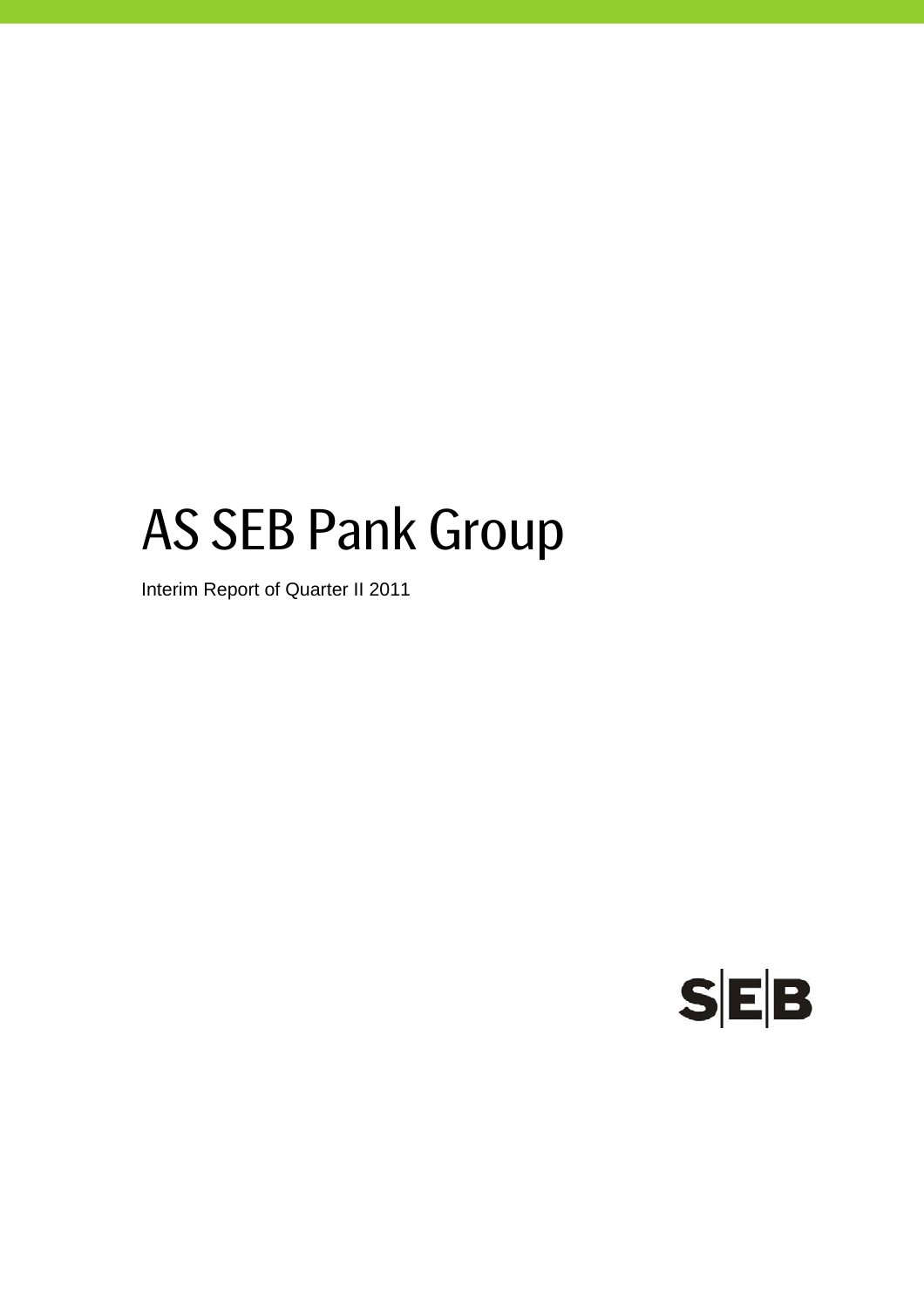# AS SEB Pank Group

Interim Report of Quarter II 2011

SEB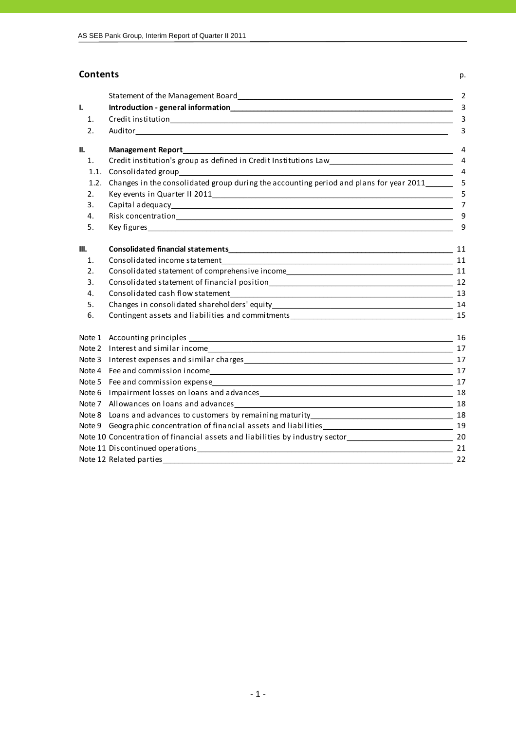## Contents

| | | p. |
|---|---|---|
| | Statement of the Management Board | 2 |
| **I.** | **Introduction - general information** | 3 |
| 1. | Credit institution | 3 |
| 2. | Auditor | 3 |
| **II.** | **Management Report** | 4 |
| 1. | Credit institution's group as defined in Credit Institutions Law | 4 |
| 1.1. | Consolidated group | 4 |
| 1.2. | Changes in the consolidated group during the accounting period and plans for year 2011 | 5 |
| 2. | Key events in Quarter II 2011 | 5 |
| 3. | Capital adequacy | 7 |
| 4. | Risk concentration | 9 |
| 5. | Key figures | 9 |
| **III.** | **Consolidated financial statements** | 11 |
| 1. | Consolidated income statement | 11 |
| 2. | Consolidated statement of comprehensive income | 11 |
| 3. | Consolidated statement of financial position | 12 |
| 4. | Consolidated cash flow statement | 13 |
| 5. | Changes in consolidated shareholders' equity | 14 |
| 6. | Contingent assets and liabilities and commitments | 15 |
| Note 1 | Accounting principles | 16 |
| Note 2 | Interest and similar income | 17 |
| Note 3 | Interest expenses and similar charges | 17 |
| Note 4 | Fee and commission income | 17 |
| Note 5 | Fee and commission expense | 17 |
| Note 6 | Impairment losses on loans and advances | 18 |
| Note 7 | Allowances on loans and advances | 18 |
| Note 8 | Loans and advances to customers by remaining maturity | 18 |
| Note 9 | Geographic concentration of financial assets and liabilities | 19 |
| Note 10 | Concentration of financial assets and liabilities by industry sector | 20 |
| Note 11 | Discontinued operations | 21 |
| Note 12 | Related parties | 22 |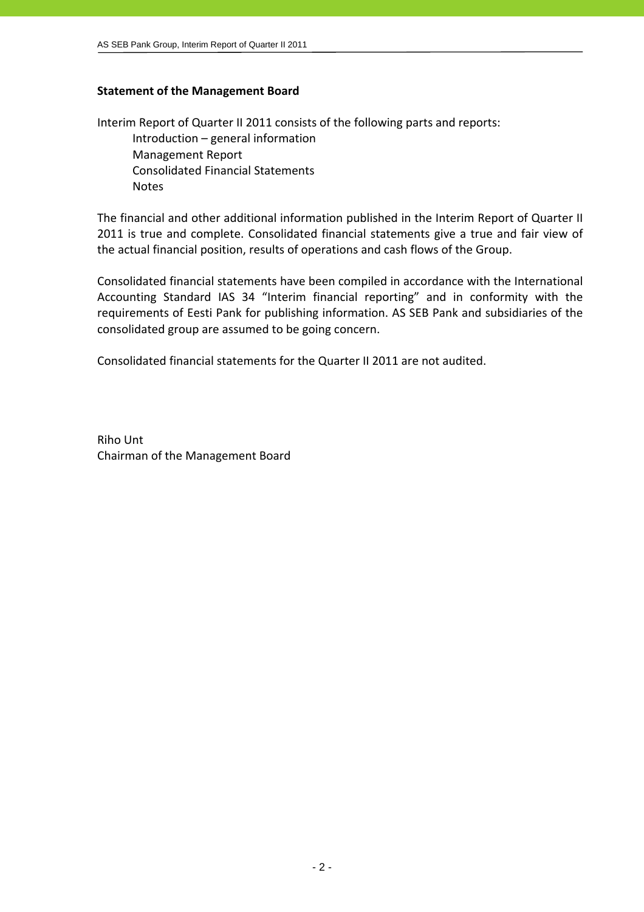## Statement of the Management Board

Interim Report of Quarter II 2011 consists of the following parts and reports:

- Introduction – general information
- Management Report
- Consolidated Financial Statements
- Notes

The financial and other additional information published in the Interim Report of Quarter II 2011 is true and complete. Consolidated financial statements give a true and fair view of the actual financial position, results of operations and cash flows of the Group.

Consolidated financial statements have been compiled in accordance with the International Accounting Standard IAS 34 "Interim financial reporting" and in conformity with the requirements of Eesti Pank for publishing information. AS SEB Pank and subsidiaries of the consolidated group are assumed to be going concern.

Consolidated financial statements for the Quarter II 2011 are not audited.

Riho Unt
Chairman of the Management Board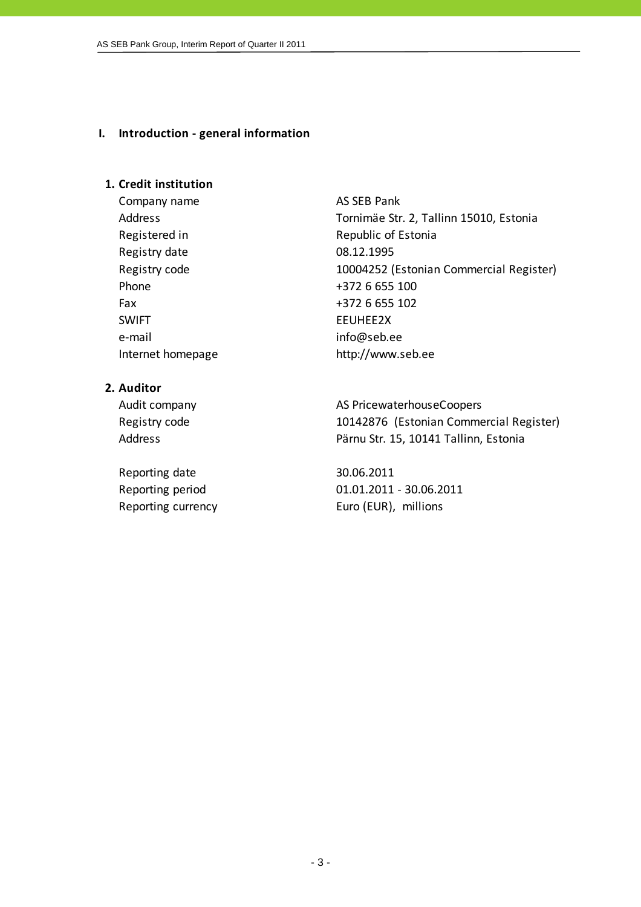# I. Introduction - general information

## 1. Credit institution

| | |
|---|---|
| Company name | AS SEB Pank |
| Address | Tornimäe Str. 2, Tallinn 15010, Estonia |
| Registered in | Republic of Estonia |
| Registry date | 08.12.1995 |
| Registry code | 10004252 (Estonian Commercial Register) |
| Phone | +372 6 655 100 |
| Fax | +372 6 655 102 |
| SWIFT | EEUHEE2X |
| e-mail | info@seb.ee |
| Internet homepage | http://www.seb.ee |

## 2. Auditor

| | |
|---|---|
| Audit company | AS PricewaterhouseCoopers |
| Registry code | 10142876 (Estonian Commercial Register) |
| Address | Pärnu Str. 15, 10141 Tallinn, Estonia |

| | |
|---|---|
| Reporting date | 30.06.2011 |
| Reporting period | 01.01.2011 - 30.06.2011 |
| Reporting currency | Euro (EUR), millions |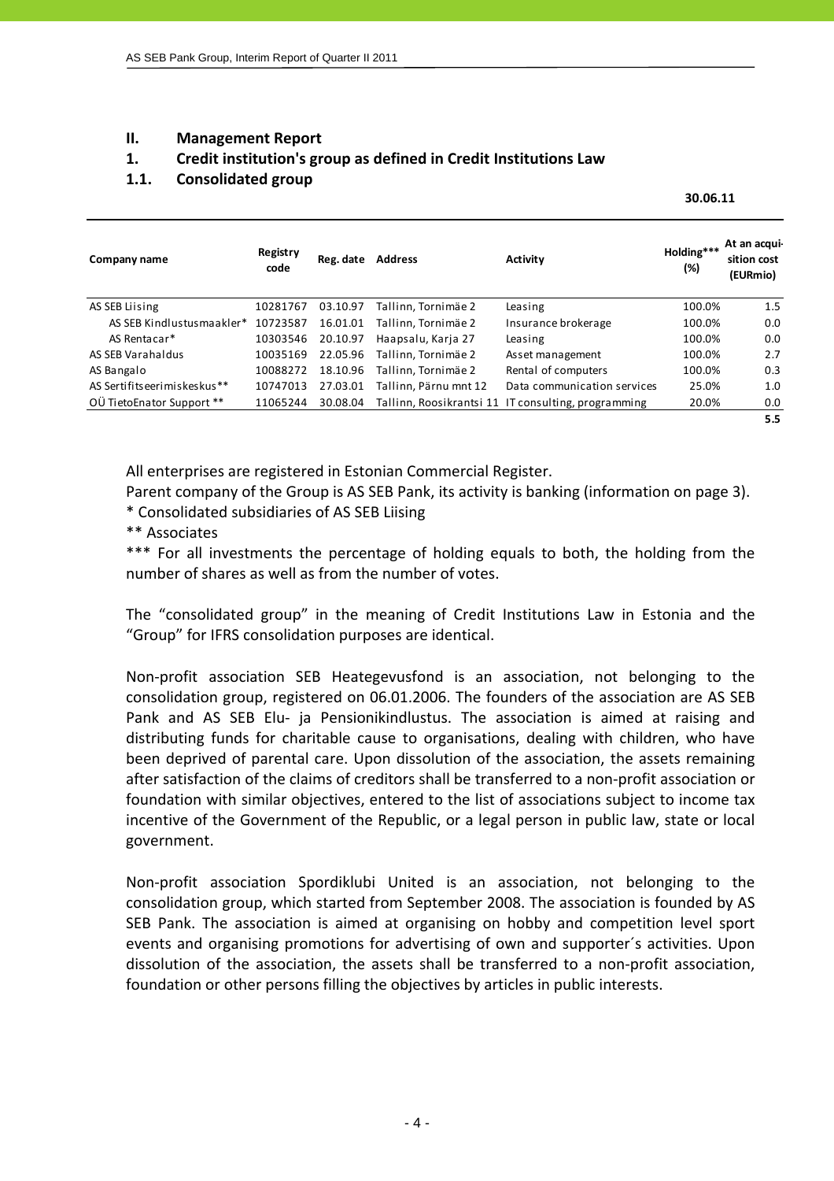## II. Management Report

### 1. Credit institution's group as defined in Credit Institutions Law

### 1.1. Consolidated group

**30.06.11**

| Company name | Registry code | Reg. date | Address | Activity | Holding*** (%) | At an acquisition cost (EURmio) |
|---|---|---|---|---|---|---|
| AS SEB Liising | 10281767 | 03.10.97 | Tallinn, Tornimäe 2 | Leasing | 100.0% | 1.5 |
| AS SEB Kindlustusmaakler* | 10723587 | 16.01.01 | Tallinn, Tornimäe 2 | Insurance brokerage | 100.0% | 0.0 |
| AS Rentacar* | 10303546 | 20.10.97 | Haapsalu, Karja 27 | Leasing | 100.0% | 0.0 |
| AS SEB Varahaldus | 10035169 | 22.05.96 | Tallinn, Tornimäe 2 | Asset management | 100.0% | 2.7 |
| AS Bangalo | 10088272 | 18.10.96 | Tallinn, Tornimäe 2 | Rental of computers | 100.0% | 0.3 |
| AS Sertifitseerimiskeskus** | 10747013 | 27.03.01 | Tallinn, Pärnu mnt 12 | Data communication services | 25.0% | 1.0 |
| OÜ TietoEnator Support ** | 11065244 | 30.08.04 | Tallinn, Roosikrantsi 11 | IT consulting, programming | 20.0% | 0.0 |
| | | | | | | **5.5** |

All enterprises are registered in Estonian Commercial Register.

Parent company of the Group is AS SEB Pank, its activity is banking (information on page 3).

* Consolidated subsidiaries of AS SEB Liising

** Associates

*** For all investments the percentage of holding equals to both, the holding from the number of shares as well as from the number of votes.

The "consolidated group" in the meaning of Credit Institutions Law in Estonia and the "Group" for IFRS consolidation purposes are identical.

Non-profit association SEB Heategevusfond is an association, not belonging to the consolidation group, registered on 06.01.2006. The founders of the association are AS SEB Pank and AS SEB Elu- ja Pensionikindlustus. The association is aimed at raising and distributing funds for charitable cause to organisations, dealing with children, who have been deprived of parental care. Upon dissolution of the association, the assets remaining after satisfaction of the claims of creditors shall be transferred to a non-profit association or foundation with similar objectives, entered to the list of associations subject to income tax incentive of the Government of the Republic, or a legal person in public law, state or local government.

Non-profit association Spordiklubi United is an association, not belonging to the consolidation group, which started from September 2008. The association is founded by AS SEB Pank. The association is aimed at organising on hobby and competition level sport events and organising promotions for advertising of own and supporter´s activities. Upon dissolution of the association, the assets shall be transferred to a non-profit association, foundation or other persons filling the objectives by articles in public interests.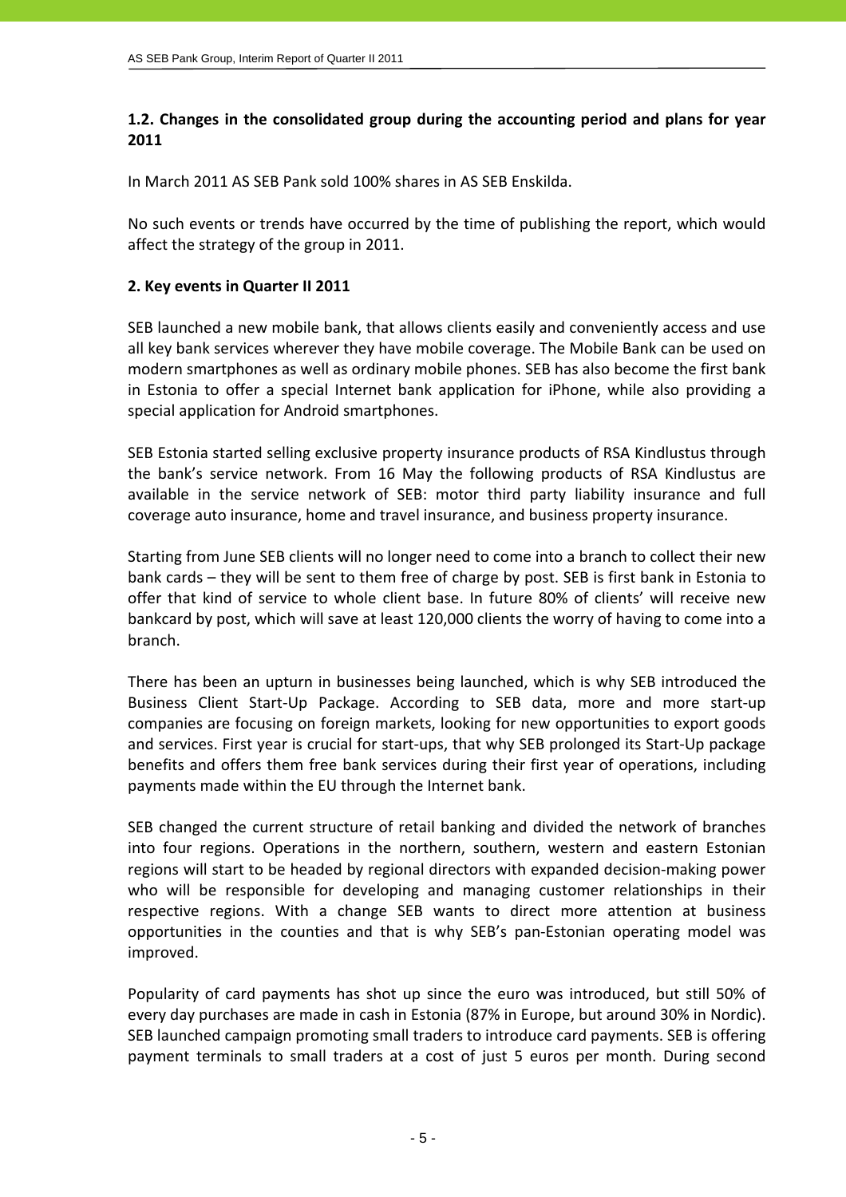## 1.2. Changes in the consolidated group during the accounting period and plans for year 2011

In March 2011 AS SEB Pank sold 100% shares in AS SEB Enskilda.

No such events or trends have occurred by the time of publishing the report, which would affect the strategy of the group in 2011.

## 2. Key events in Quarter II 2011

SEB launched a new mobile bank, that allows clients easily and conveniently access and use all key bank services wherever they have mobile coverage. The Mobile Bank can be used on modern smartphones as well as ordinary mobile phones. SEB has also become the first bank in Estonia to offer a special Internet bank application for iPhone, while also providing a special application for Android smartphones.

SEB Estonia started selling exclusive property insurance products of RSA Kindlustus through the bank's service network. From 16 May the following products of RSA Kindlustus are available in the service network of SEB: motor third party liability insurance and full coverage auto insurance, home and travel insurance, and business property insurance.

Starting from June SEB clients will no longer need to come into a branch to collect their new bank cards – they will be sent to them free of charge by post. SEB is first bank in Estonia to offer that kind of service to whole client base. In future 80% of clients' will receive new bankcard by post, which will save at least 120,000 clients the worry of having to come into a branch.

There has been an upturn in businesses being launched, which is why SEB introduced the Business Client Start-Up Package. According to SEB data, more and more start-up companies are focusing on foreign markets, looking for new opportunities to export goods and services. First year is crucial for start-ups, that why SEB prolonged its Start-Up package benefits and offers them free bank services during their first year of operations, including payments made within the EU through the Internet bank.

SEB changed the current structure of retail banking and divided the network of branches into four regions. Operations in the northern, southern, western and eastern Estonian regions will start to be headed by regional directors with expanded decision-making power who will be responsible for developing and managing customer relationships in their respective regions. With a change SEB wants to direct more attention at business opportunities in the counties and that is why SEB's pan-Estonian operating model was improved.

Popularity of card payments has shot up since the euro was introduced, but still 50% of every day purchases are made in cash in Estonia (87% in Europe, but around 30% in Nordic). SEB launched campaign promoting small traders to introduce card payments. SEB is offering payment terminals to small traders at a cost of just 5 euros per month. During second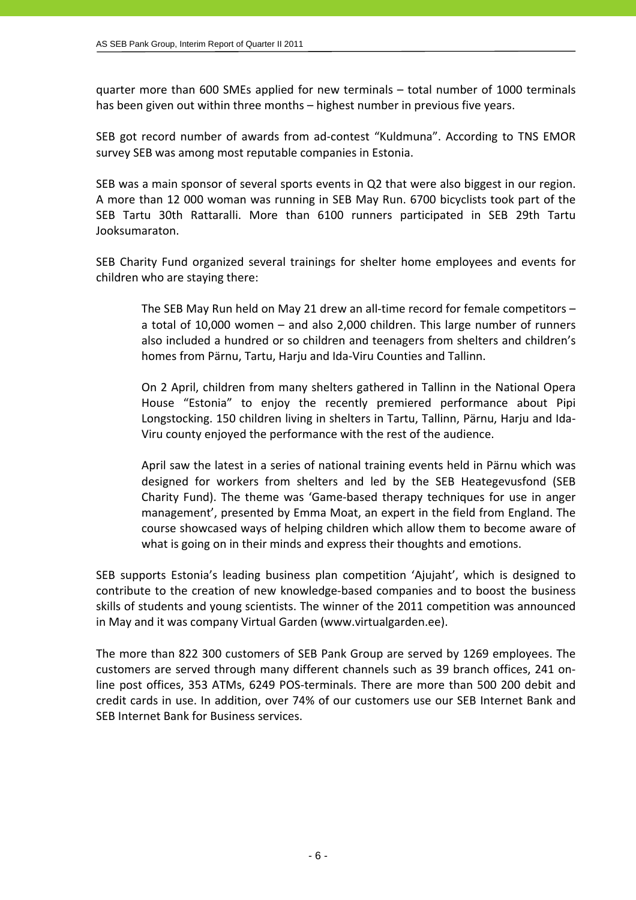quarter more than 600 SMEs applied for new terminals – total number of 1000 terminals has been given out within three months – highest number in previous five years.

SEB got record number of awards from ad-contest "Kuldmuna". According to TNS EMOR survey SEB was among most reputable companies in Estonia.

SEB was a main sponsor of several sports events in Q2 that were also biggest in our region. A more than 12 000 woman was running in SEB May Run. 6700 bicyclists took part of the SEB Tartu 30th Rattaralli. More than 6100 runners participated in SEB 29th Tartu Jooksumaraton.

SEB Charity Fund organized several trainings for shelter home employees and events for children who are staying there:

> The SEB May Run held on May 21 drew an all-time record for female competitors – a total of 10,000 women – and also 2,000 children. This large number of runners also included a hundred or so children and teenagers from shelters and children's homes from Pärnu, Tartu, Harju and Ida-Viru Counties and Tallinn.
>
> On 2 April, children from many shelters gathered in Tallinn in the National Opera House "Estonia" to enjoy the recently premiered performance about Pipi Longstocking. 150 children living in shelters in Tartu, Tallinn, Pärnu, Harju and Ida-Viru county enjoyed the performance with the rest of the audience.
>
> April saw the latest in a series of national training events held in Pärnu which was designed for workers from shelters and led by the SEB Heategevusfond (SEB Charity Fund). The theme was 'Game-based therapy techniques for use in anger management', presented by Emma Moat, an expert in the field from England. The course showcased ways of helping children which allow them to become aware of what is going on in their minds and express their thoughts and emotions.

SEB supports Estonia's leading business plan competition 'Ajujaht', which is designed to contribute to the creation of new knowledge-based companies and to boost the business skills of students and young scientists. The winner of the 2011 competition was announced in May and it was company Virtual Garden (www.virtualgarden.ee).

The more than 822 300 customers of SEB Pank Group are served by 1269 employees. The customers are served through many different channels such as 39 branch offices, 241 on-line post offices, 353 ATMs, 6249 POS-terminals. There are more than 500 200 debit and credit cards in use. In addition, over 74% of our customers use our SEB Internet Bank and SEB Internet Bank for Business services.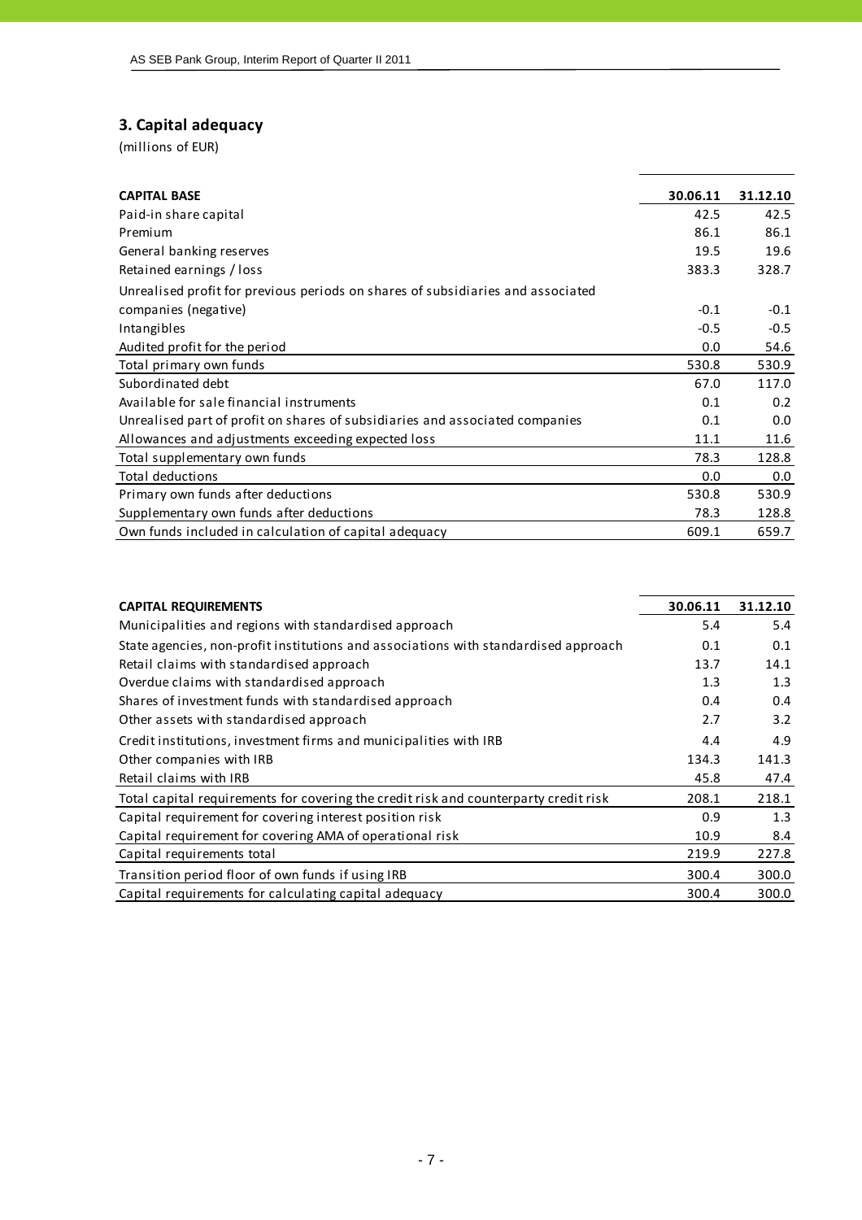## 3. Capital adequacy

(millions of EUR)

| CAPITAL BASE | 30.06.11 | 31.12.10 |
|---|---|---|
| Paid-in share capital | 42.5 | 42.5 |
| Premium | 86.1 | 86.1 |
| General banking reserves | 19.5 | 19.6 |
| Retained earnings / loss | 383.3 | 328.7 |
| Unrealised profit for previous periods on shares of subsidiaries and associated companies (negative) | -0.1 | -0.1 |
| Intangibles | -0.5 | -0.5 |
| Audited profit for the period | 0.0 | 54.6 |
| Total primary own funds | 530.8 | 530.9 |
| Subordinated debt | 67.0 | 117.0 |
| Available for sale financial instruments | 0.1 | 0.2 |
| Unrealised part of profit on shares of subsidiaries and associated companies | 0.1 | 0.0 |
| Allowances and adjustments exceeding expected loss | 11.1 | 11.6 |
| Total supplementary own funds | 78.3 | 128.8 |
| Total deductions | 0.0 | 0.0 |
| Primary own funds after deductions | 530.8 | 530.9 |
| Supplementary own funds after deductions | 78.3 | 128.8 |
| Own funds included in calculation of capital adequacy | 609.1 | 659.7 |

| CAPITAL REQUIREMENTS | 30.06.11 | 31.12.10 |
|---|---|---|
| Municipalities and regions with standardised approach | 5.4 | 5.4 |
| State agencies, non-profit institutions and associations with standardised approach | 0.1 | 0.1 |
| Retail claims with standardised approach | 13.7 | 14.1 |
| Overdue claims with standardised approach | 1.3 | 1.3 |
| Shares of investment funds with standardised approach | 0.4 | 0.4 |
| Other assets with standardised approach | 2.7 | 3.2 |
| Credit institutions, investment firms and municipalities with IRB | 4.4 | 4.9 |
| Other companies with IRB | 134.3 | 141.3 |
| Retail claims with IRB | 45.8 | 47.4 |
| Total capital requirements for covering the credit risk and counterparty credit risk | 208.1 | 218.1 |
| Capital requirement for covering interest position risk | 0.9 | 1.3 |
| Capital requirement for covering AMA of operational risk | 10.9 | 8.4 |
| Capital requirements total | 219.9 | 227.8 |
| Transition period floor of own funds if using IRB | 300.4 | 300.0 |
| Capital requirements for calculating capital adequacy | 300.4 | 300.0 |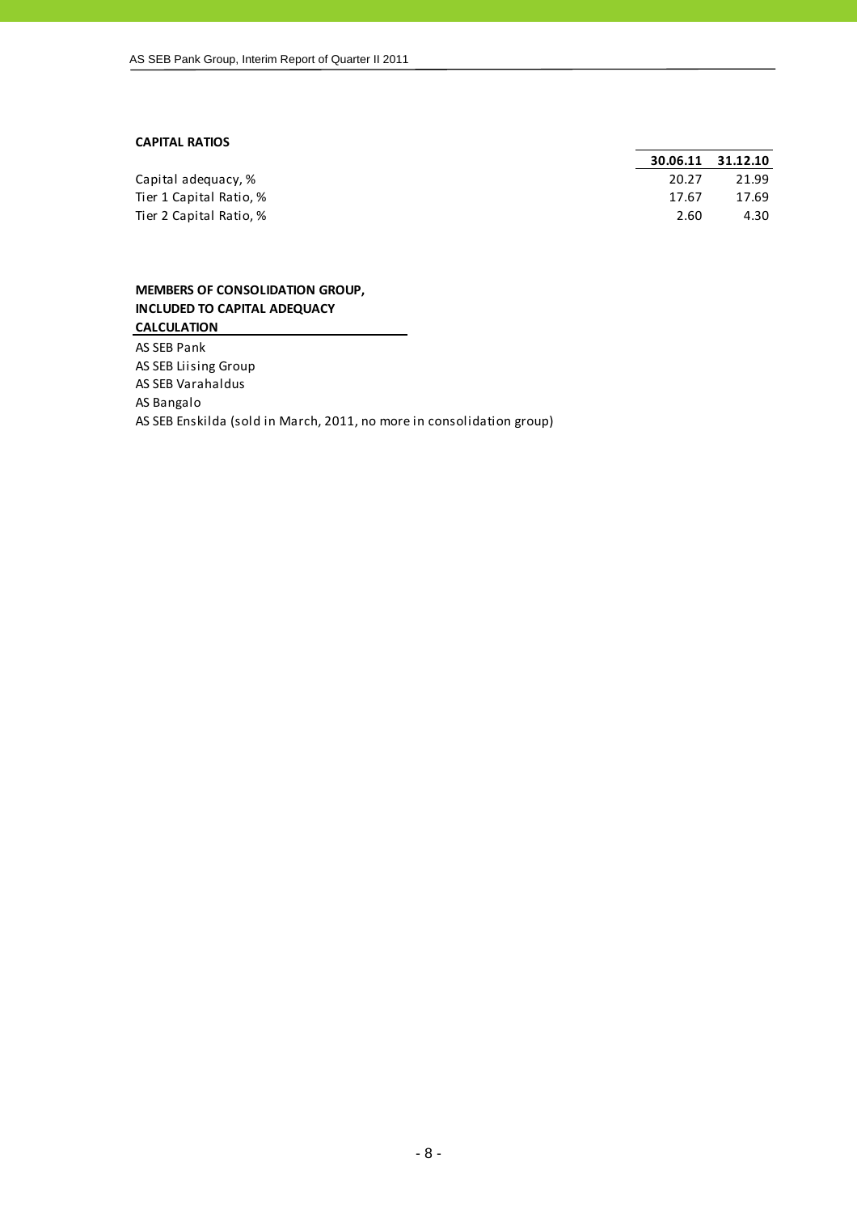## CAPITAL RATIOS

| | 30.06.11 | 31.12.10 |
|---|---|---|
| Capital adequacy, % | 20.27 | 21.99 |
| Tier 1 Capital Ratio, % | 17.67 | 17.69 |
| Tier 2 Capital Ratio, % | 2.60 | 4.30 |

## MEMBERS OF CONSOLIDATION GROUP, INCLUDED TO CAPITAL ADEQUACY CALCULATION

AS SEB Pank
AS SEB Liising Group
AS SEB Varahaldus
AS Bangalo
AS SEB Enskilda (sold in March, 2011, no more in consolidation group)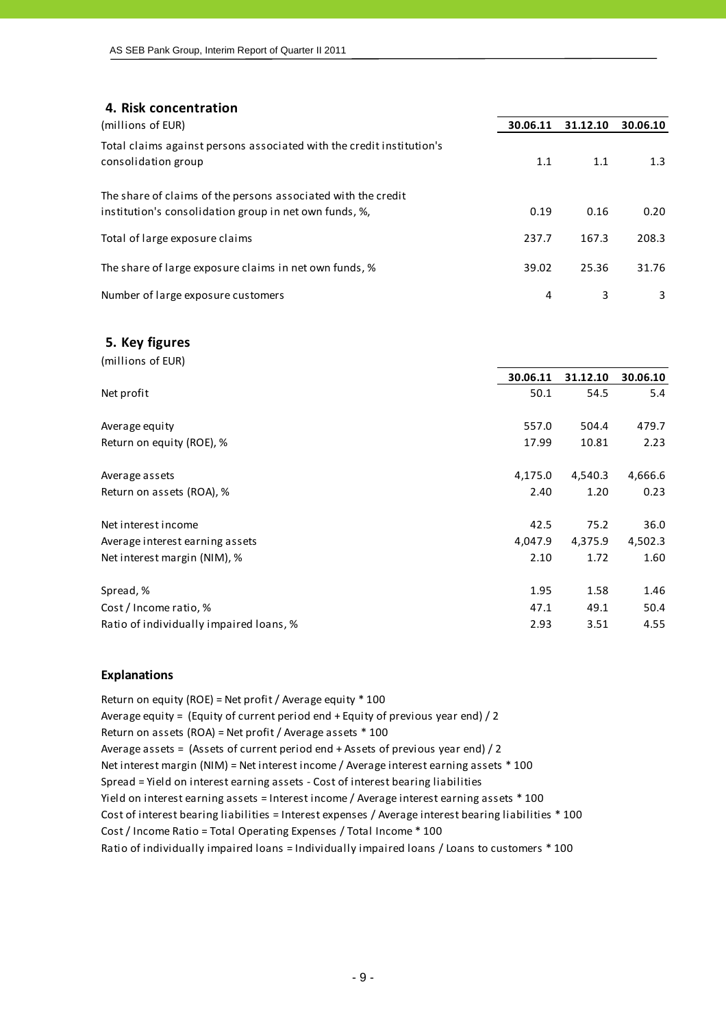## 4. Risk concentration

| (millions of EUR) | 30.06.11 | 31.12.10 | 30.06.10 |
|---|---|---|---|
| Total claims against persons associated with the credit institution's consolidation group | 1.1 | 1.1 | 1.3 |
| The share of claims of the persons associated with the credit institution's consolidation group in net own funds, %, | 0.19 | 0.16 | 0.20 |
| Total of large exposure claims | 237.7 | 167.3 | 208.3 |
| The share of large exposure claims in net own funds, % | 39.02 | 25.36 | 31.76 |
| Number of large exposure customers | 4 | 3 | 3 |

## 5. Key figures

(millions of EUR)

| | 30.06.11 | 31.12.10 | 30.06.10 |
|---|---|---|---|
| Net profit | 50.1 | 54.5 | 5.4 |
| Average equity | 557.0 | 504.4 | 479.7 |
| Return on equity (ROE), % | 17.99 | 10.81 | 2.23 |
| Average assets | 4,175.0 | 4,540.3 | 4,666.6 |
| Return on assets (ROA), % | 2.40 | 1.20 | 0.23 |
| Net interest income | 42.5 | 75.2 | 36.0 |
| Average interest earning assets | 4,047.9 | 4,375.9 | 4,502.3 |
| Net interest margin (NIM), % | 2.10 | 1.72 | 1.60 |
| Spread, % | 1.95 | 1.58 | 1.46 |
| Cost / Income ratio, % | 47.1 | 49.1 | 50.4 |
| Ratio of individually impaired loans, % | 2.93 | 3.51 | 4.55 |

### Explanations

Return on equity (ROE) = Net profit / Average equity * 100
Average equity = (Equity of current period end + Equity of previous year end) / 2
Return on assets (ROA) = Net profit / Average assets * 100
Average assets = (Assets of current period end + Assets of previous year end) / 2
Net interest margin (NIM) = Net interest income / Average interest earning assets * 100
Spread = Yield on interest earning assets - Cost of interest bearing liabilities
Yield on interest earning assets = Interest income / Average interest earning assets * 100
Cost of interest bearing liabilities = Interest expenses / Average interest bearing liabilities * 100
Cost / Income Ratio = Total Operating Expenses / Total Income * 100
Ratio of individually impaired loans = Individually impaired loans / Loans to customers * 100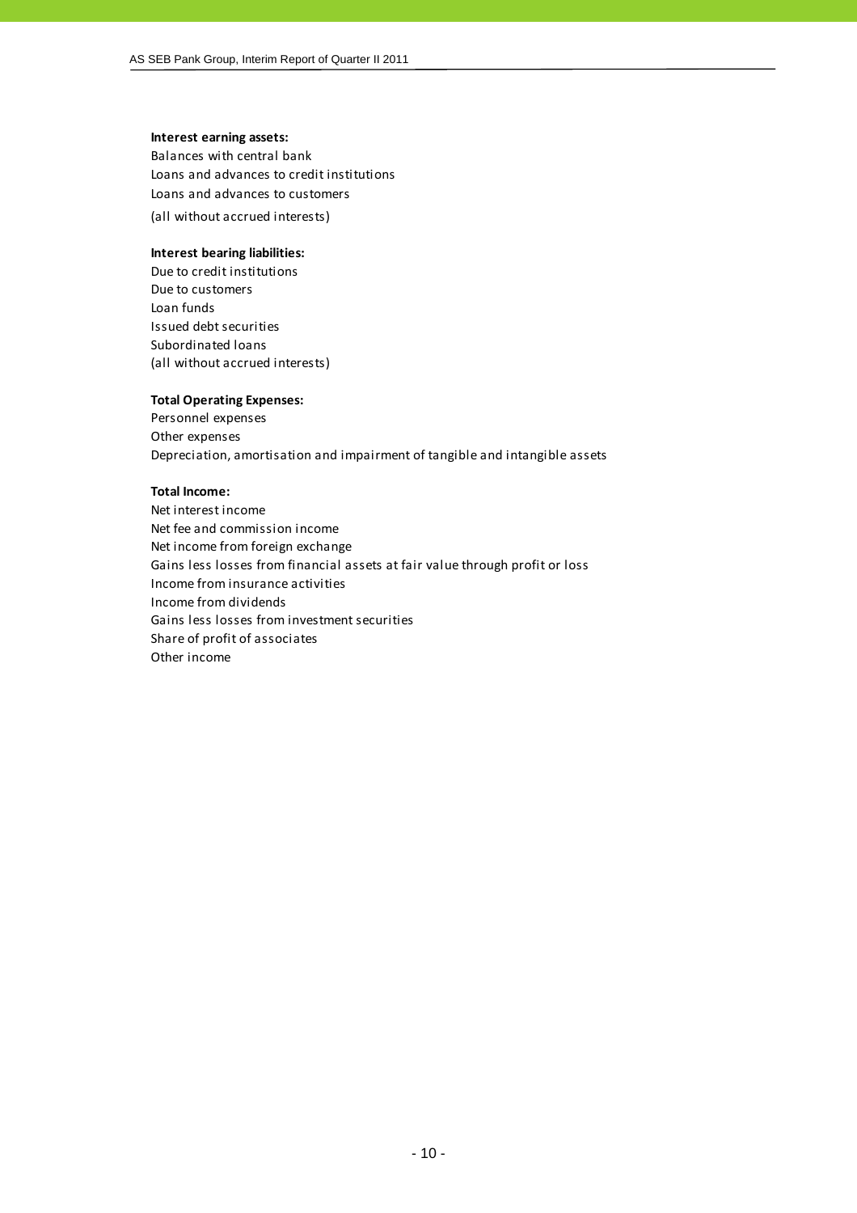**Interest earning assets:**
Balances with central bank
Loans and advances to credit institutions
Loans and advances to customers
(all without accrued interests)

**Interest bearing liabilities:**
Due to credit institutions
Due to customers
Loan funds
Issued debt securities
Subordinated loans
(all without accrued interests)

**Total Operating Expenses:**
Personnel expenses
Other expenses
Depreciation, amortisation and impairment of tangible and intangible assets

**Total Income:**
Net interest income
Net fee and commission income
Net income from foreign exchange
Gains less losses from financial assets at fair value through profit or loss
Income from insurance activities
Income from dividends
Gains less losses from investment securities
Share of profit of associates
Other income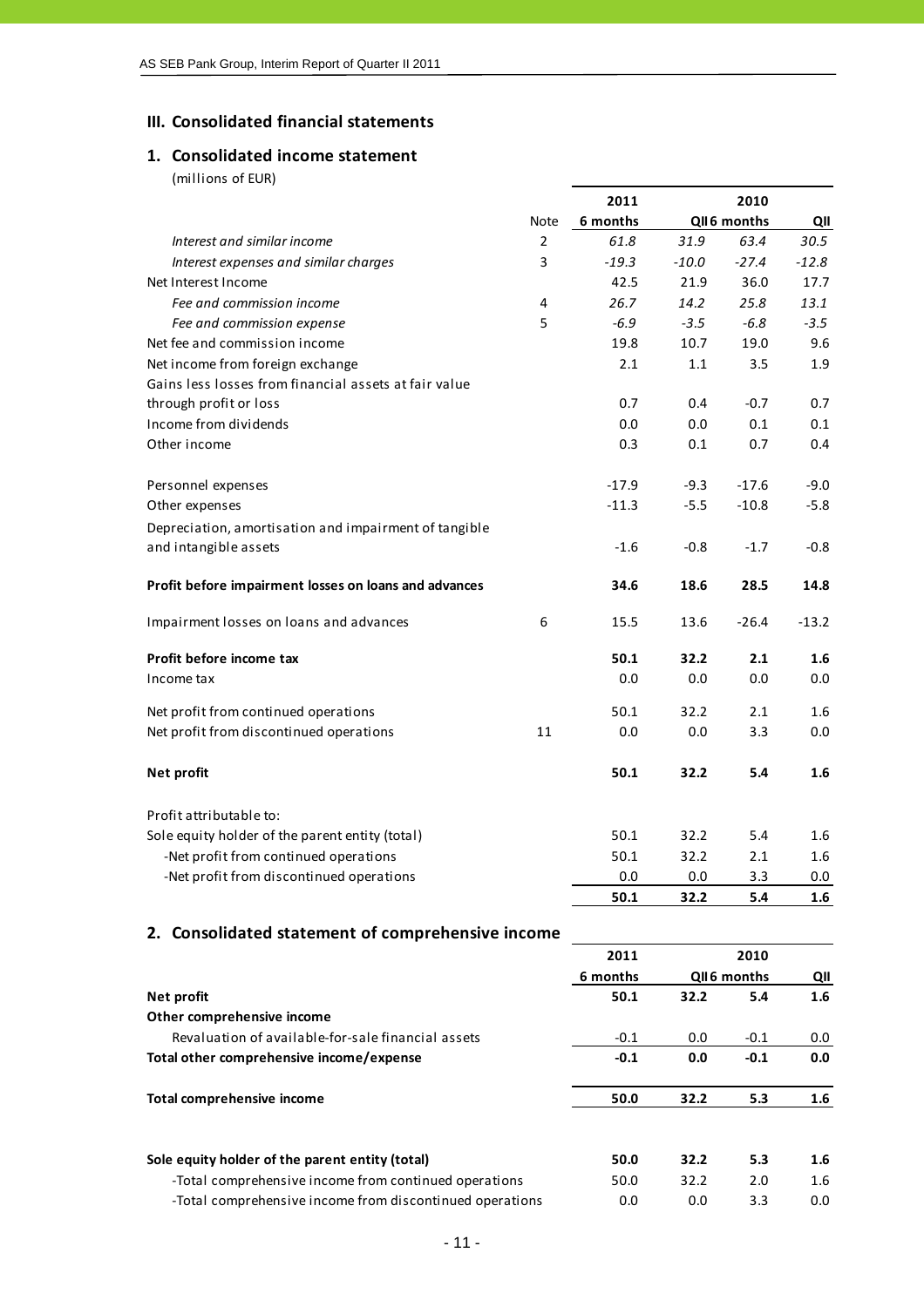## III. Consolidated financial statements

### 1. Consolidated income statement

(millions of EUR)

| | Note | 2011 6 months | QII | 2010 6 months | QII |
|---|---|---|---|---|---|
| *Interest and similar income* | 2 | *61.8* | *31.9* | *63.4* | *30.5* |
| *Interest expenses and similar charges* | 3 | *-19.3* | *-10.0* | *-27.4* | *-12.8* |
| Net Interest Income | | 42.5 | 21.9 | 36.0 | 17.7 |
| *Fee and commission income* | 4 | *26.7* | *14.2* | *25.8* | *13.1* |
| *Fee and commission expense* | 5 | *-6.9* | *-3.5* | *-6.8* | *-3.5* |
| Net fee and commission income | | 19.8 | 10.7 | 19.0 | 9.6 |
| Net income from foreign exchange | | 2.1 | 1.1 | 3.5 | 1.9 |
| Gains less losses from financial assets at fair value through profit or loss | | 0.7 | 0.4 | -0.7 | 0.7 |
| Income from dividends | | 0.0 | 0.0 | 0.1 | 0.1 |
| Other income | | 0.3 | 0.1 | 0.7 | 0.4 |
| Personnel expenses | | -17.9 | -9.3 | -17.6 | -9.0 |
| Other expenses | | -11.3 | -5.5 | -10.8 | -5.8 |
| Depreciation, amortisation and impairment of tangible and intangible assets | | -1.6 | -0.8 | -1.7 | -0.8 |
| **Profit before impairment losses on loans and advances** | | **34.6** | **18.6** | **28.5** | **14.8** |
| Impairment losses on loans and advances | 6 | 15.5 | 13.6 | -26.4 | -13.2 |
| **Profit before income tax** | | **50.1** | **32.2** | **2.1** | **1.6** |
| Income tax | | 0.0 | 0.0 | 0.0 | 0.0 |
| Net profit from continued operations | | 50.1 | 32.2 | 2.1 | 1.6 |
| Net profit from discontinued operations | 11 | 0.0 | 0.0 | 3.3 | 0.0 |
| **Net profit** | | **50.1** | **32.2** | **5.4** | **1.6** |
| Profit attributable to: | | | | | |
| Sole equity holder of the parent entity (total) | | 50.1 | 32.2 | 5.4 | 1.6 |
| -Net profit from continued operations | | 50.1 | 32.2 | 2.1 | 1.6 |
| -Net profit from discontinued operations | | 0.0 | 0.0 | 3.3 | 0.0 |
| | | **50.1** | **32.2** | **5.4** | **1.6** |

### 2. Consolidated statement of comprehensive income

| | 2011 6 months | QII | 2010 6 months | QII |
|---|---|---|---|---|
| **Net profit** | **50.1** | **32.2** | **5.4** | **1.6** |
| **Other comprehensive income** | | | | |
| Revaluation of available-for-sale financial assets | -0.1 | 0.0 | -0.1 | 0.0 |
| **Total other comprehensive income/expense** | **-0.1** | **0.0** | **-0.1** | **0.0** |
| **Total comprehensive income** | **50.0** | **32.2** | **5.3** | **1.6** |
| **Sole equity holder of the parent entity (total)** | **50.0** | **32.2** | **5.3** | **1.6** |
| -Total comprehensive income from continued operations | 50.0 | 32.2 | 2.0 | 1.6 |
| -Total comprehensive income from discontinued operations | 0.0 | 0.0 | 3.3 | 0.0 |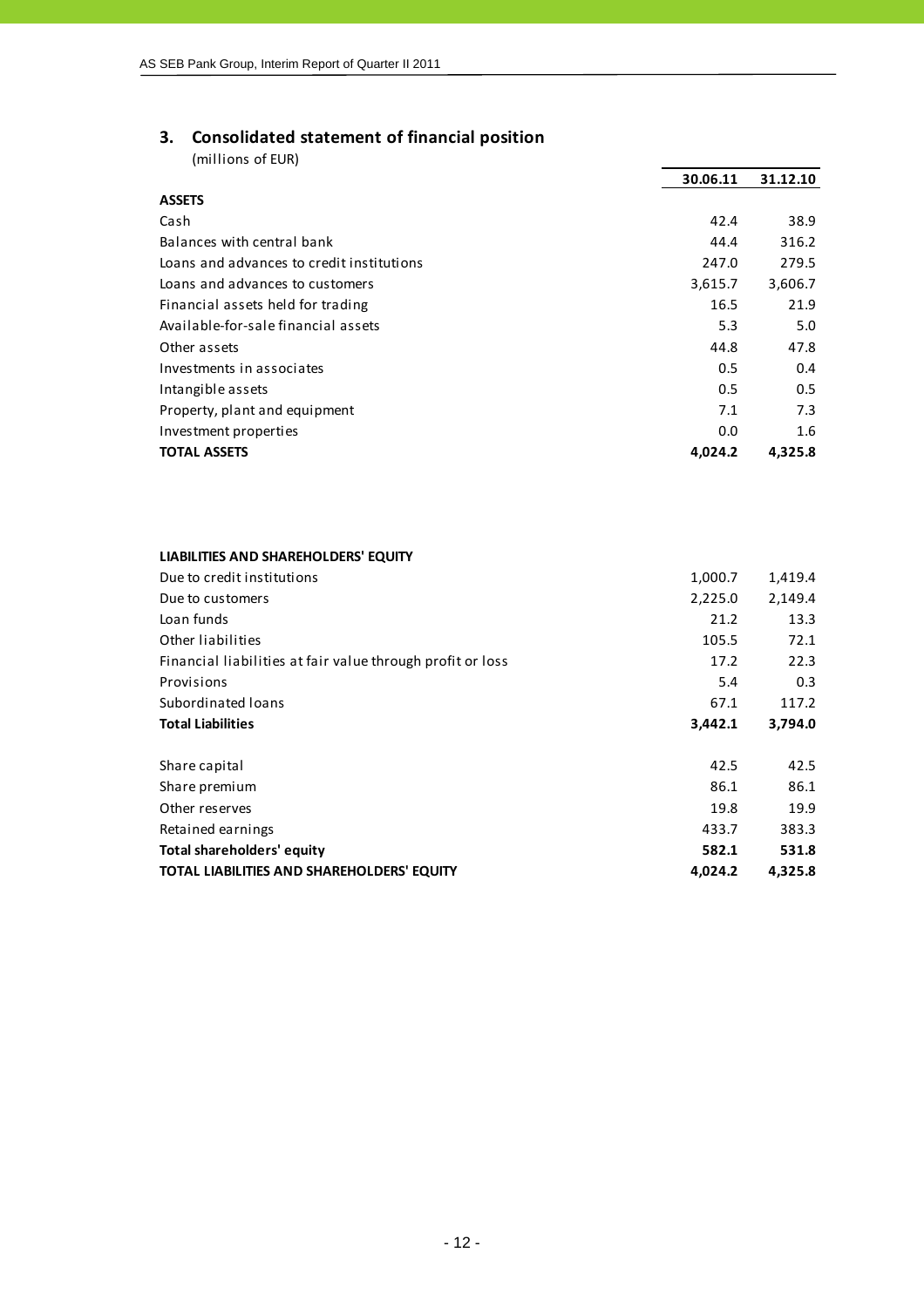## 3. Consolidated statement of financial position

(millions of EUR)

| | 30.06.11 | 31.12.10 |
|---|---|---|
| **ASSETS** | | |
| Cash | 42.4 | 38.9 |
| Balances with central bank | 44.4 | 316.2 |
| Loans and advances to credit institutions | 247.0 | 279.5 |
| Loans and advances to customers | 3,615.7 | 3,606.7 |
| Financial assets held for trading | 16.5 | 21.9 |
| Available-for-sale financial assets | 5.3 | 5.0 |
| Other assets | 44.8 | 47.8 |
| Investments in associates | 0.5 | 0.4 |
| Intangible assets | 0.5 | 0.5 |
| Property, plant and equipment | 7.1 | 7.3 |
| Investment properties | 0.0 | 1.6 |
| **TOTAL ASSETS** | **4,024.2** | **4,325.8** |
| | | |
| **LIABILITIES AND SHAREHOLDERS' EQUITY** | | |
| Due to credit institutions | 1,000.7 | 1,419.4 |
| Due to customers | 2,225.0 | 2,149.4 |
| Loan funds | 21.2 | 13.3 |
| Other liabilities | 105.5 | 72.1 |
| Financial liabilities at fair value through profit or loss | 17.2 | 22.3 |
| Provisions | 5.4 | 0.3 |
| Subordinated loans | 67.1 | 117.2 |
| **Total Liabilities** | **3,442.1** | **3,794.0** |
| | | |
| Share capital | 42.5 | 42.5 |
| Share premium | 86.1 | 86.1 |
| Other reserves | 19.8 | 19.9 |
| Retained earnings | 433.7 | 383.3 |
| **Total shareholders' equity** | **582.1** | **531.8** |
| **TOTAL LIABILITIES AND SHAREHOLDERS' EQUITY** | **4,024.2** | **4,325.8** |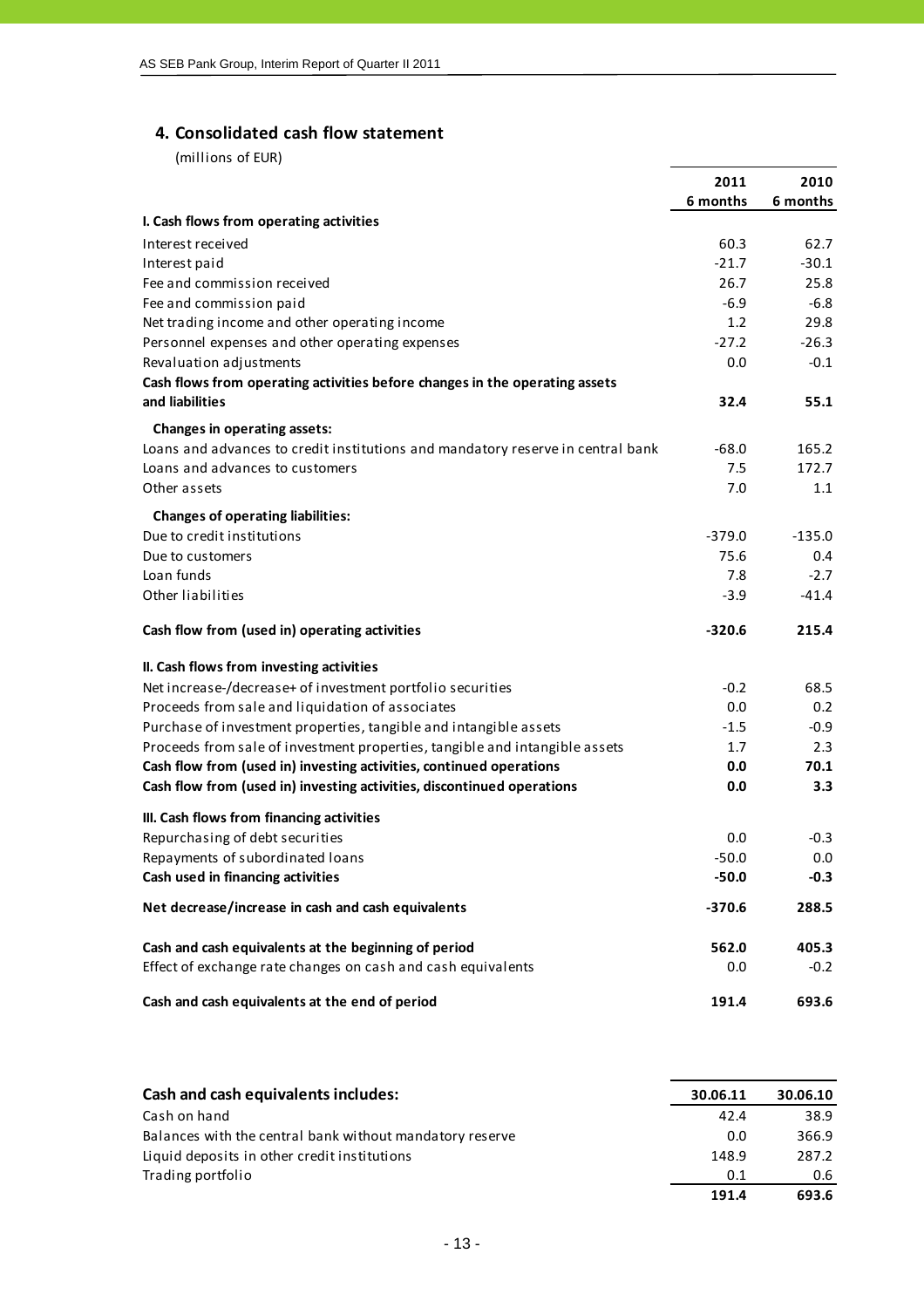## 4. Consolidated cash flow statement

(millions of EUR)

| | 2011 6 months | 2010 6 months |
|---|---|---|
| **I. Cash flows from operating activities** | | |
| Interest received | 60.3 | 62.7 |
| Interest paid | -21.7 | -30.1 |
| Fee and commission received | 26.7 | 25.8 |
| Fee and commission paid | -6.9 | -6.8 |
| Net trading income and other operating income | 1.2 | 29.8 |
| Personnel expenses and other operating expenses | -27.2 | -26.3 |
| Revaluation adjustments | 0.0 | -0.1 |
| **Cash flows from operating activities before changes in the operating assets and liabilities** | **32.4** | **55.1** |
| **Changes in operating assets:** | | |
| Loans and advances to credit institutions and mandatory reserve in central bank | -68.0 | 165.2 |
| Loans and advances to customers | 7.5 | 172.7 |
| Other assets | 7.0 | 1.1 |
| **Changes of operating liabilities:** | | |
| Due to credit institutions | -379.0 | -135.0 |
| Due to customers | 75.6 | 0.4 |
| Loan funds | 7.8 | -2.7 |
| Other liabilities | -3.9 | -41.4 |
| **Cash flow from (used in) operating activities** | **-320.6** | **215.4** |
| **II. Cash flows from investing activities** | | |
| Net increase-/decrease+ of investment portfolio securities | -0.2 | 68.5 |
| Proceeds from sale and liquidation of associates | 0.0 | 0.2 |
| Purchase of investment properties, tangible and intangible assets | -1.5 | -0.9 |
| Proceeds from sale of investment properties, tangible and intangible assets | 1.7 | 2.3 |
| **Cash flow from (used in) investing activities, continued operations** | **0.0** | **70.1** |
| **Cash flow from (used in) investing activities, discontinued operations** | **0.0** | **3.3** |
| **III. Cash flows from financing activities** | | |
| Repurchasing of debt securities | 0.0 | -0.3 |
| Repayments of subordinated loans | -50.0 | 0.0 |
| **Cash used in financing activities** | **-50.0** | **-0.3** |
| **Net decrease/increase in cash and cash equivalents** | **-370.6** | **288.5** |
| **Cash and cash equivalents at the beginning of period** | **562.0** | **405.3** |
| Effect of exchange rate changes on cash and cash equivalents | 0.0 | -0.2 |
| **Cash and cash equivalents at the end of period** | **191.4** | **693.6** |

| **Cash and cash equivalents includes:** | **30.06.11** | **30.06.10** |
|---|---|---|
| Cash on hand | 42.4 | 38.9 |
| Balances with the central bank without mandatory reserve | 0.0 | 366.9 |
| Liquid deposits in other credit institutions | 148.9 | 287.2 |
| Trading portfolio | 0.1 | 0.6 |
| | **191.4** | **693.6** |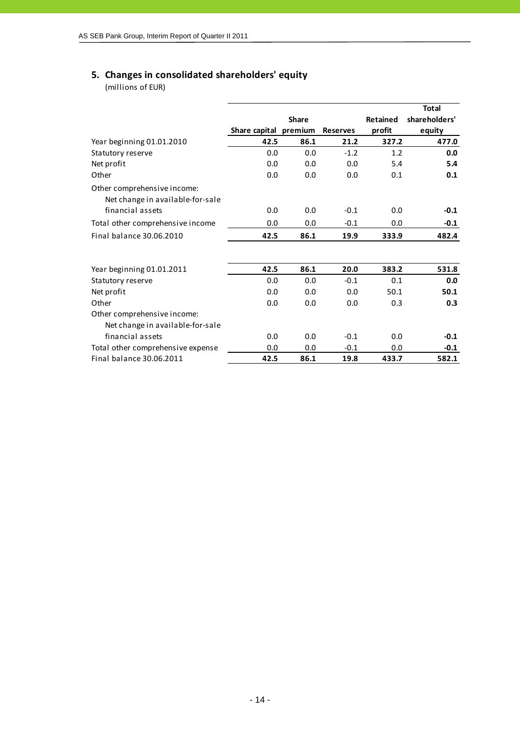## 5. Changes in consolidated shareholders' equity

(millions of EUR)

| | Share capital | Share premium | Reserves | Retained profit | Total shareholders' equity |
|---|---|---|---|---|---|
| Year beginning 01.01.2010 | **42.5** | **86.1** | **21.2** | **327.2** | **477.0** |
| Statutory reserve | 0.0 | 0.0 | -1.2 | 1.2 | **0.0** |
| Net profit | 0.0 | 0.0 | 0.0 | 5.4 | **5.4** |
| Other | 0.0 | 0.0 | 0.0 | 0.1 | **0.1** |
| Other comprehensive income: | | | | | |
| Net change in available-for-sale financial assets | 0.0 | 0.0 | -0.1 | 0.0 | **-0.1** |
| Total other comprehensive income | 0.0 | 0.0 | -0.1 | 0.0 | **-0.1** |
| Final balance 30.06.2010 | **42.5** | **86.1** | **19.9** | **333.9** | **482.4** |
| | | | | | |
| Year beginning 01.01.2011 | **42.5** | **86.1** | **20.0** | **383.2** | **531.8** |
| Statutory reserve | 0.0 | 0.0 | -0.1 | 0.1 | **0.0** |
| Net profit | 0.0 | 0.0 | 0.0 | 50.1 | **50.1** |
| Other | 0.0 | 0.0 | 0.0 | 0.3 | **0.3** |
| Other comprehensive income: | | | | | |
| Net change in available-for-sale financial assets | 0.0 | 0.0 | -0.1 | 0.0 | **-0.1** |
| Total other comprehensive expense | 0.0 | 0.0 | -0.1 | 0.0 | **-0.1** |
| Final balance 30.06.2011 | **42.5** | **86.1** | **19.8** | **433.7** | **582.1** |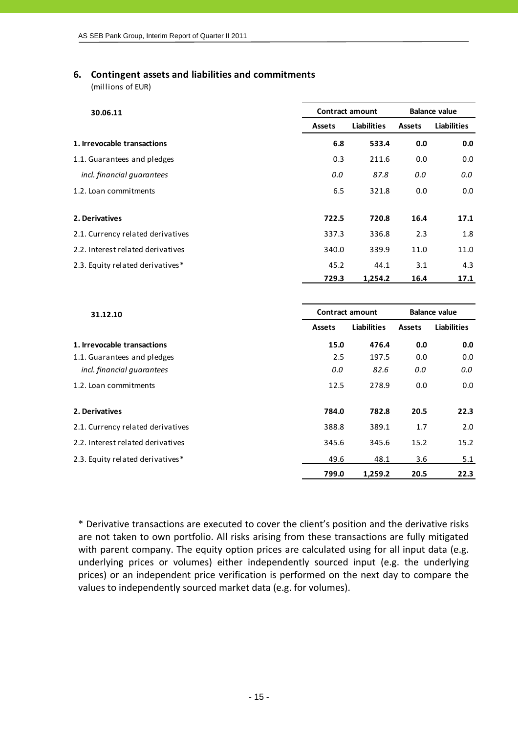## 6. Contingent assets and liabilities and commitments

(millions of EUR)

| 30.06.11 | Contract amount | | Balance value | |
|---|---|---|---|---|
| | Assets | Liabilities | Assets | Liabilities |
| **1. Irrevocable transactions** | **6.8** | **533.4** | **0.0** | **0.0** |
| 1.1. Guarantees and pledges | 0.3 | 211.6 | 0.0 | 0.0 |
| *incl. financial guarantees* | *0.0* | *87.8* | *0.0* | *0.0* |
| 1.2. Loan commitments | 6.5 | 321.8 | 0.0 | 0.0 |
| **2. Derivatives** | **722.5** | **720.8** | **16.4** | **17.1** |
| 2.1. Currency related derivatives | 337.3 | 336.8 | 2.3 | 1.8 |
| 2.2. Interest related derivatives | 340.0 | 339.9 | 11.0 | 11.0 |
| 2.3. Equity related derivatives* | 45.2 | 44.1 | 3.1 | 4.3 |
| | **729.3** | **1,254.2** | **16.4** | **17.1** |

| 31.12.10 | Contract amount | | Balance value | |
|---|---|---|---|---|
| | Assets | Liabilities | Assets | Liabilities |
| **1. Irrevocable transactions** | **15.0** | **476.4** | **0.0** | **0.0** |
| 1.1. Guarantees and pledges | 2.5 | 197.5 | 0.0 | 0.0 |
| *incl. financial guarantees* | *0.0* | *82.6* | *0.0* | *0.0* |
| 1.2. Loan commitments | 12.5 | 278.9 | 0.0 | 0.0 |
| **2. Derivatives** | **784.0** | **782.8** | **20.5** | **22.3** |
| 2.1. Currency related derivatives | 388.8 | 389.1 | 1.7 | 2.0 |
| 2.2. Interest related derivatives | 345.6 | 345.6 | 15.2 | 15.2 |
| 2.3. Equity related derivatives* | 49.6 | 48.1 | 3.6 | 5.1 |
| | **799.0** | **1,259.2** | **20.5** | **22.3** |

* Derivative transactions are executed to cover the client's position and the derivative risks are not taken to own portfolio. All risks arising from these transactions are fully mitigated with parent company. The equity option prices are calculated using for all input data (e.g. underlying prices or volumes) either independently sourced input (e.g. the underlying prices) or an independent price verification is performed on the next day to compare the values to independently sourced market data (e.g. for volumes).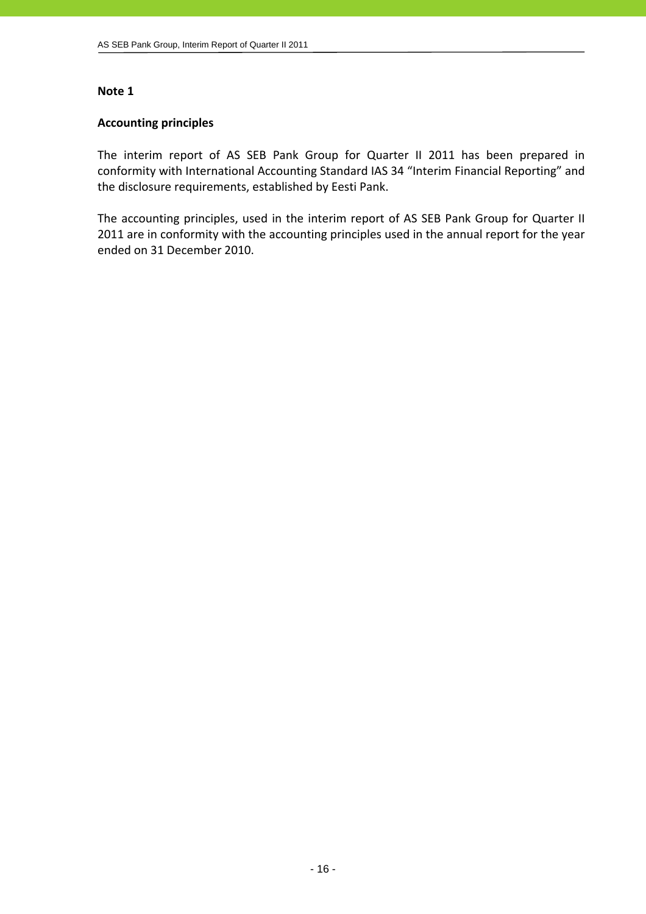**Note 1**

**Accounting principles**

The interim report of AS SEB Pank Group for Quarter II 2011 has been prepared in conformity with International Accounting Standard IAS 34 "Interim Financial Reporting" and the disclosure requirements, established by Eesti Pank.

The accounting principles, used in the interim report of AS SEB Pank Group for Quarter II 2011 are in conformity with the accounting principles used in the annual report for the year ended on 31 December 2010.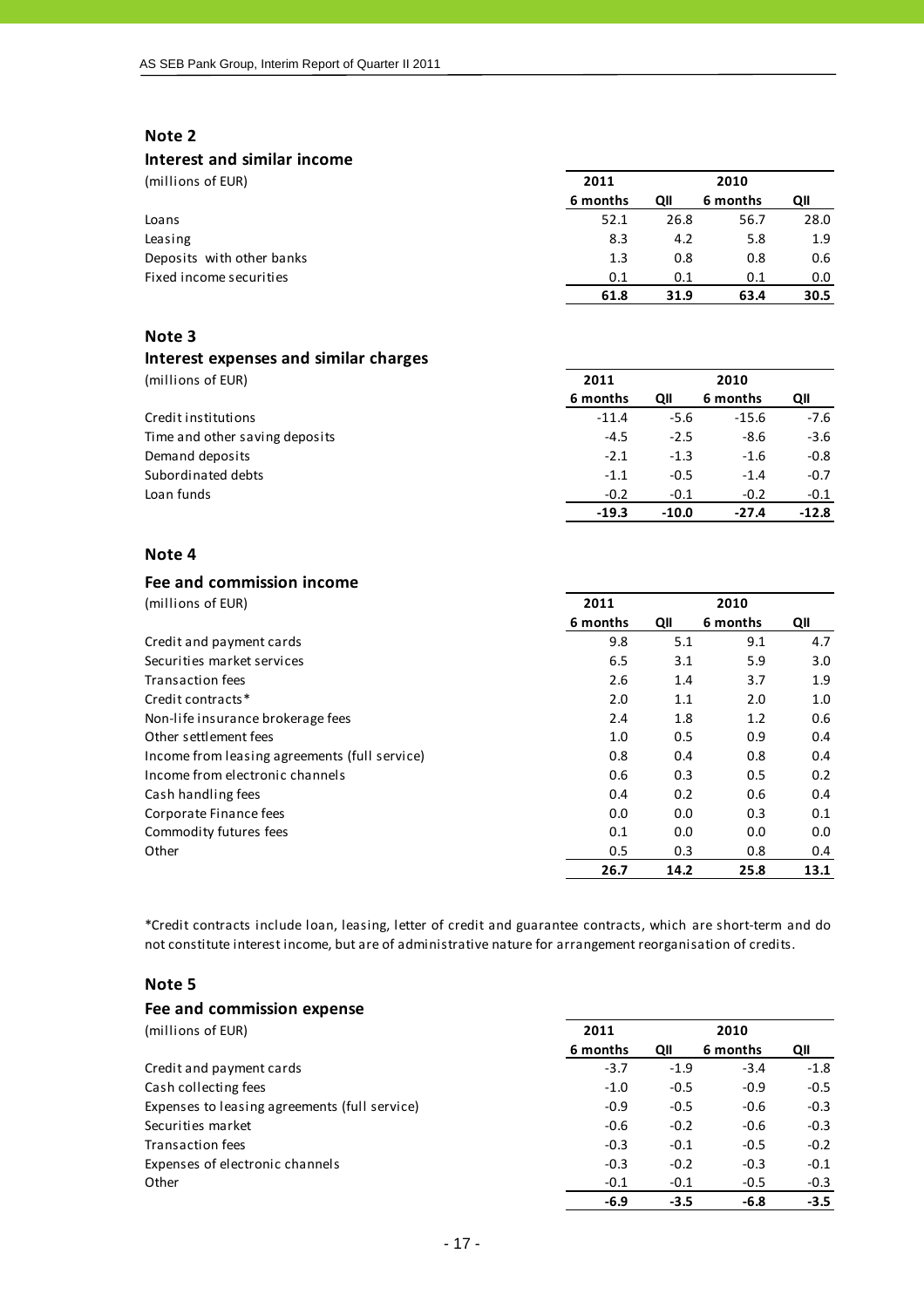## Note 2

### Interest and similar income

| (millions of EUR) | 2011 | | 2010 | |
|---|---|---|---|---|
| | 6 months | QII | 6 months | QII |
| Loans | 52.1 | 26.8 | 56.7 | 28.0 |
| Leasing | 8.3 | 4.2 | 5.8 | 1.9 |
| Deposits with other banks | 1.3 | 0.8 | 0.8 | 0.6 |
| Fixed income securities | 0.1 | 0.1 | 0.1 | 0.0 |
| | **61.8** | **31.9** | **63.4** | **30.5** |

## Note 3

### Interest expenses and similar charges

| (millions of EUR) | 2011 | | 2010 | |
|---|---|---|---|---|
| | 6 months | QII | 6 months | QII |
| Credit institutions | -11.4 | -5.6 | -15.6 | -7.6 |
| Time and other saving deposits | -4.5 | -2.5 | -8.6 | -3.6 |
| Demand deposits | -2.1 | -1.3 | -1.6 | -0.8 |
| Subordinated debts | -1.1 | -0.5 | -1.4 | -0.7 |
| Loan funds | -0.2 | -0.1 | -0.2 | -0.1 |
| | **-19.3** | **-10.0** | **-27.4** | **-12.8** |

## Note 4

### Fee and commission income

| (millions of EUR) | 2011 | | 2010 | |
|---|---|---|---|---|
| | 6 months | QII | 6 months | QII |
| Credit and payment cards | 9.8 | 5.1 | 9.1 | 4.7 |
| Securities market services | 6.5 | 3.1 | 5.9 | 3.0 |
| Transaction fees | 2.6 | 1.4 | 3.7 | 1.9 |
| Credit contracts* | 2.0 | 1.1 | 2.0 | 1.0 |
| Non-life insurance brokerage fees | 2.4 | 1.8 | 1.2 | 0.6 |
| Other settlement fees | 1.0 | 0.5 | 0.9 | 0.4 |
| Income from leasing agreements (full service) | 0.8 | 0.4 | 0.8 | 0.4 |
| Income from electronic channels | 0.6 | 0.3 | 0.5 | 0.2 |
| Cash handling fees | 0.4 | 0.2 | 0.6 | 0.4 |
| Corporate Finance fees | 0.0 | 0.0 | 0.3 | 0.1 |
| Commodity futures fees | 0.1 | 0.0 | 0.0 | 0.0 |
| Other | 0.5 | 0.3 | 0.8 | 0.4 |
| | **26.7** | **14.2** | **25.8** | **13.1** |

*Credit contracts include loan, leasing, letter of credit and guarantee contracts, which are short-term and do not constitute interest income, but are of administrative nature for arrangement reorganisation of credits.

## Note 5

### Fee and commission expense

| (millions of EUR) | 2011 | | 2010 | |
|---|---|---|---|---|
| | 6 months | QII | 6 months | QII |
| Credit and payment cards | -3.7 | -1.9 | -3.4 | -1.8 |
| Cash collecting fees | -1.0 | -0.5 | -0.9 | -0.5 |
| Expenses to leasing agreements (full service) | -0.9 | -0.5 | -0.6 | -0.3 |
| Securities market | -0.6 | -0.2 | -0.6 | -0.3 |
| Transaction fees | -0.3 | -0.1 | -0.5 | -0.2 |
| Expenses of electronic channels | -0.3 | -0.2 | -0.3 | -0.1 |
| Other | -0.1 | -0.1 | -0.5 | -0.3 |
| | **-6.9** | **-3.5** | **-6.8** | **-3.5** |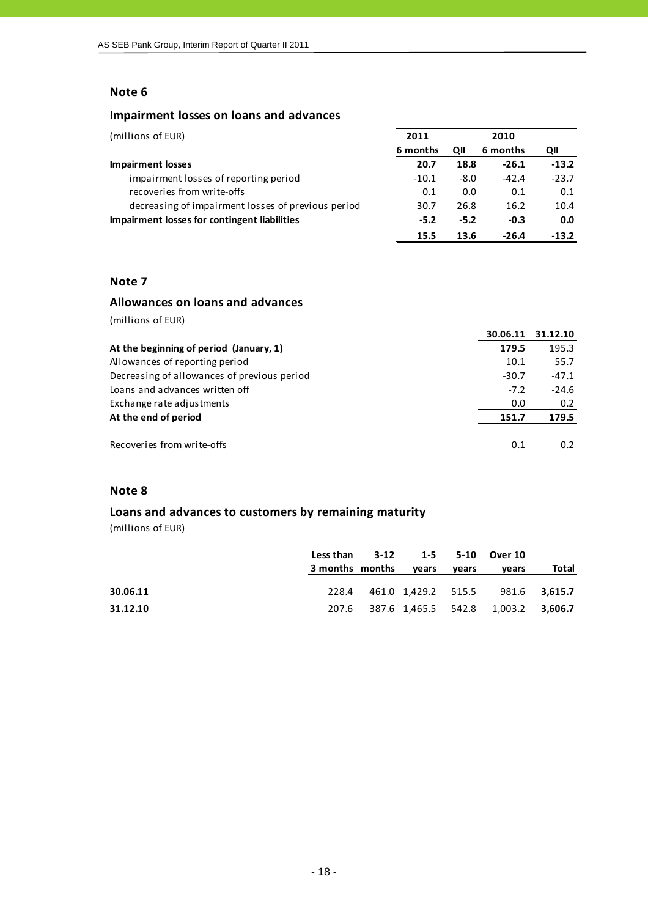## Note 6

### Impairment losses on loans and advances

| (millions of EUR) | 2011 | | 2010 | |
|---|---|---|---|---|
| | 6 months | QII | 6 months | QII |
| **Impairment losses** | **20.7** | **18.8** | **-26.1** | **-13.2** |
| impairment losses of reporting period | -10.1 | -8.0 | -42.4 | -23.7 |
| recoveries from write-offs | 0.1 | 0.0 | 0.1 | 0.1 |
| decreasing of impairment losses of previous period | 30.7 | 26.8 | 16.2 | 10.4 |
| **Impairment losses for contingent liabilities** | **-5.2** | **-5.2** | **-0.3** | **0.0** |
| | **15.5** | **13.6** | **-26.4** | **-13.2** |

## Note 7

### Allowances on loans and advances

(millions of EUR)

| | 30.06.11 | 31.12.10 |
|---|---|---|
| **At the beginning of period (January, 1)** | **179.5** | 195.3 |
| Allowances of reporting period | 10.1 | 55.7 |
| Decreasing of allowances of previous period | -30.7 | -47.1 |
| Loans and advances written off | -7.2 | -24.6 |
| Exchange rate adjustments | 0.0 | 0.2 |
| **At the end of period** | **151.7** | **179.5** |
| | | |
| Recoveries from write-offs | 0.1 | 0.2 |

## Note 8

### Loans and advances to customers by remaining maturity

(millions of EUR)

| | Less than 3 months | 3-12 months | 1-5 years | 5-10 years | Over 10 years | Total |
|---|---|---|---|---|---|---|
| **30.06.11** | 228.4 | 461.0 | 1,429.2 | 515.5 | 981.6 | **3,615.7** |
| **31.12.10** | 207.6 | 387.6 | 1,465.5 | 542.8 | 1,003.2 | **3,606.7** |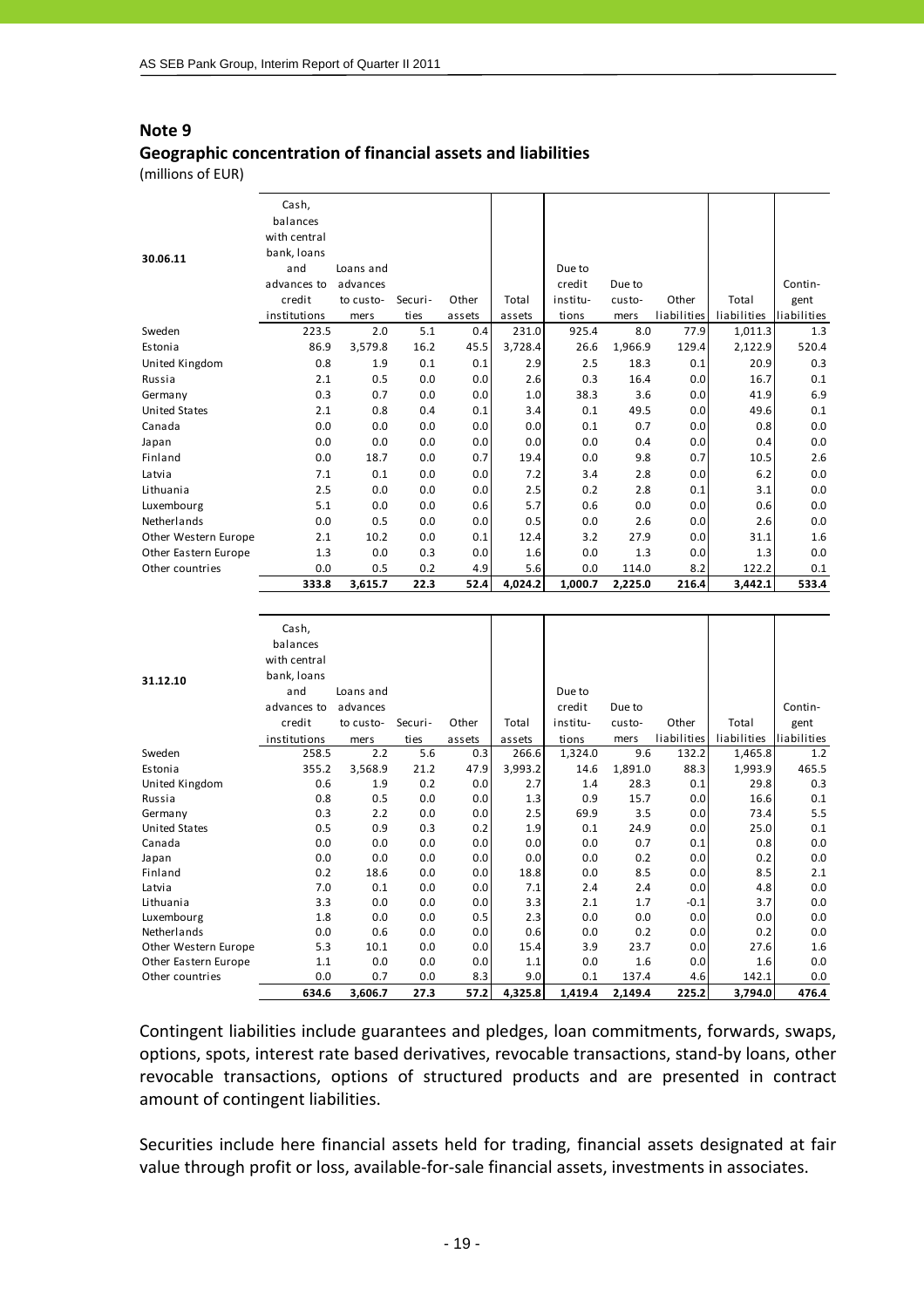## Note 9

### Geographic concentration of financial assets and liabilities

(millions of EUR)

| 30.06.11 | Cash, balances with central bank, loans and advances to credit institutions | Loans and advances to customers | Securities | Other assets | Total assets | Due to credit institutions | Due to customers | Other liabilities | Total liabilities | Contingent liabilities |
|---|---|---|---|---|---|---|---|---|---|---|
| Sweden | 223.5 | 2.0 | 5.1 | 0.4 | 231.0 | 925.4 | 8.0 | 77.9 | 1,011.3 | 1.3 |
| Estonia | 86.9 | 3,579.8 | 16.2 | 45.5 | 3,728.4 | 26.6 | 1,966.9 | 129.4 | 2,122.9 | 520.4 |
| United Kingdom | 0.8 | 1.9 | 0.1 | 0.1 | 2.9 | 2.5 | 18.3 | 0.1 | 20.9 | 0.3 |
| Russia | 2.1 | 0.5 | 0.0 | 0.0 | 2.6 | 0.3 | 16.4 | 0.0 | 16.7 | 0.1 |
| Germany | 0.3 | 0.7 | 0.0 | 0.0 | 1.0 | 38.3 | 3.6 | 0.0 | 41.9 | 6.9 |
| United States | 2.1 | 0.8 | 0.4 | 0.1 | 3.4 | 0.1 | 49.5 | 0.0 | 49.6 | 0.1 |
| Canada | 0.0 | 0.0 | 0.0 | 0.0 | 0.0 | 0.1 | 0.7 | 0.0 | 0.8 | 0.0 |
| Japan | 0.0 | 0.0 | 0.0 | 0.0 | 0.0 | 0.0 | 0.4 | 0.0 | 0.4 | 0.0 |
| Finland | 0.0 | 18.7 | 0.0 | 0.7 | 19.4 | 0.0 | 9.8 | 0.7 | 10.5 | 2.6 |
| Latvia | 7.1 | 0.1 | 0.0 | 0.0 | 7.2 | 3.4 | 2.8 | 0.0 | 6.2 | 0.0 |
| Lithuania | 2.5 | 0.0 | 0.0 | 0.0 | 2.5 | 0.2 | 2.8 | 0.1 | 3.1 | 0.0 |
| Luxembourg | 5.1 | 0.0 | 0.0 | 0.6 | 5.7 | 0.6 | 0.0 | 0.0 | 0.6 | 0.0 |
| Netherlands | 0.0 | 0.5 | 0.0 | 0.0 | 0.5 | 0.0 | 2.6 | 0.0 | 2.6 | 0.0 |
| Other Western Europe | 2.1 | 10.2 | 0.0 | 0.1 | 12.4 | 3.2 | 27.9 | 0.0 | 31.1 | 1.6 |
| Other Eastern Europe | 1.3 | 0.0 | 0.3 | 0.0 | 1.6 | 0.0 | 1.3 | 0.0 | 1.3 | 0.0 |
| Other countries | 0.0 | 0.5 | 0.2 | 4.9 | 5.6 | 0.0 | 114.0 | 8.2 | 122.2 | 0.1 |
| | **333.8** | **3,615.7** | **22.3** | **52.4** | **4,024.2** | **1,000.7** | **2,225.0** | **216.4** | **3,442.1** | **533.4** |

| 31.12.10 | Cash, balances with central bank, loans and advances to credit institutions | Loans and advances to customers | Securities | Other assets | Total assets | Due to credit institutions | Due to customers | Other liabilities | Total liabilities | Contingent liabilities |
|---|---|---|---|---|---|---|---|---|---|---|
| Sweden | 258.5 | 2.2 | 5.6 | 0.3 | 266.6 | 1,324.0 | 9.6 | 132.2 | 1,465.8 | 1.2 |
| Estonia | 355.2 | 3,568.9 | 21.2 | 47.9 | 3,993.2 | 14.6 | 1,891.0 | 88.3 | 1,993.9 | 465.5 |
| United Kingdom | 0.6 | 1.9 | 0.2 | 0.0 | 2.7 | 1.4 | 28.3 | 0.1 | 29.8 | 0.3 |
| Russia | 0.8 | 0.5 | 0.0 | 0.0 | 1.3 | 0.9 | 15.7 | 0.0 | 16.6 | 0.1 |
| Germany | 0.3 | 2.2 | 0.0 | 0.0 | 2.5 | 69.9 | 3.5 | 0.0 | 73.4 | 5.5 |
| United States | 0.5 | 0.9 | 0.3 | 0.2 | 1.9 | 0.1 | 24.9 | 0.0 | 25.0 | 0.1 |
| Canada | 0.0 | 0.0 | 0.0 | 0.0 | 0.0 | 0.0 | 0.7 | 0.1 | 0.8 | 0.0 |
| Japan | 0.0 | 0.0 | 0.0 | 0.0 | 0.0 | 0.0 | 0.2 | 0.0 | 0.2 | 0.0 |
| Finland | 0.2 | 18.6 | 0.0 | 0.0 | 18.8 | 0.0 | 8.5 | 0.0 | 8.5 | 2.1 |
| Latvia | 7.0 | 0.1 | 0.0 | 0.0 | 7.1 | 2.4 | 2.4 | 0.0 | 4.8 | 0.0 |
| Lithuania | 3.3 | 0.0 | 0.0 | 0.0 | 3.3 | 2.1 | 1.7 | -0.1 | 3.7 | 0.0 |
| Luxembourg | 1.8 | 0.0 | 0.0 | 0.5 | 2.3 | 0.0 | 0.0 | 0.0 | 0.0 | 0.0 |
| Netherlands | 0.0 | 0.6 | 0.0 | 0.0 | 0.6 | 0.0 | 0.2 | 0.0 | 0.2 | 0.0 |
| Other Western Europe | 5.3 | 10.1 | 0.0 | 0.0 | 15.4 | 3.9 | 23.7 | 0.0 | 27.6 | 1.6 |
| Other Eastern Europe | 1.1 | 0.0 | 0.0 | 0.0 | 1.1 | 0.0 | 1.6 | 0.0 | 1.6 | 0.0 |
| Other countries | 0.0 | 0.7 | 0.0 | 8.3 | 9.0 | 0.1 | 137.4 | 4.6 | 142.1 | 0.0 |
| | **634.6** | **3,606.7** | **27.3** | **57.2** | **4,325.8** | **1,419.4** | **2,149.4** | **225.2** | **3,794.0** | **476.4** |

Contingent liabilities include guarantees and pledges, loan commitments, forwards, swaps, options, spots, interest rate based derivatives, revocable transactions, stand-by loans, other revocable transactions, options of structured products and are presented in contract amount of contingent liabilities.

Securities include here financial assets held for trading, financial assets designated at fair value through profit or loss, available-for-sale financial assets, investments in associates.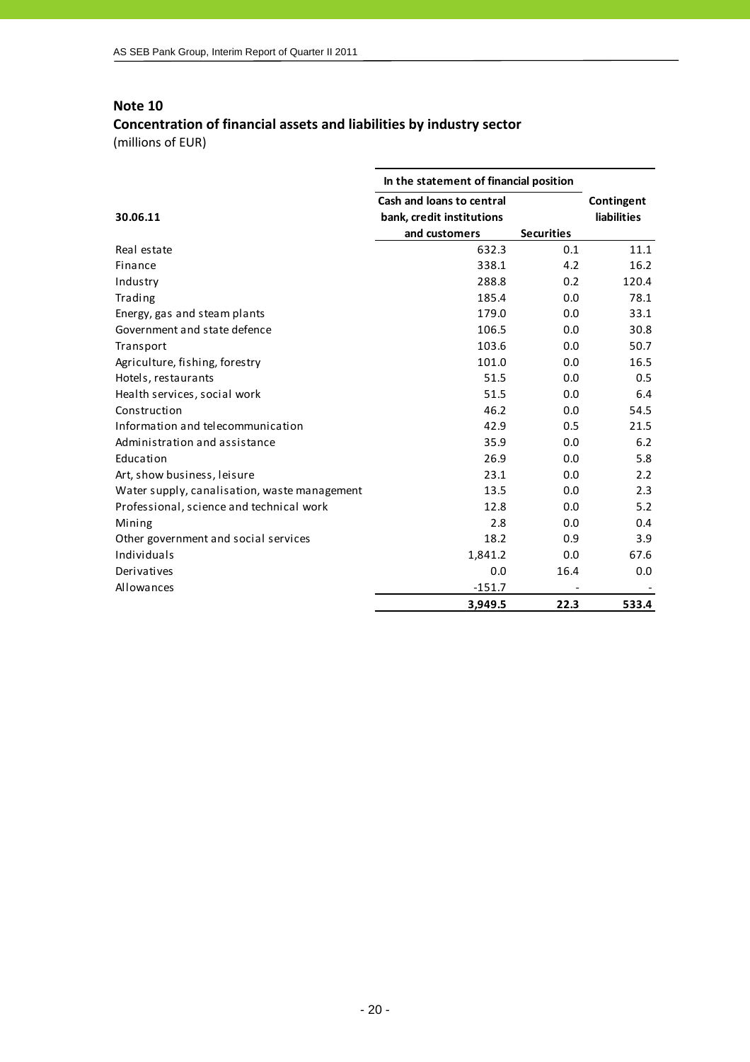## Note 10

### Concentration of financial assets and liabilities by industry sector

(millions of EUR)

| 30.06.11 | In the statement of financial position | | |
|---|---|---|---|
| | Cash and loans to central bank, credit institutions and customers | Securities | Contingent liabilities |
| Real estate | 632.3 | 0.1 | 11.1 |
| Finance | 338.1 | 4.2 | 16.2 |
| Industry | 288.8 | 0.2 | 120.4 |
| Trading | 185.4 | 0.0 | 78.1 |
| Energy, gas and steam plants | 179.0 | 0.0 | 33.1 |
| Government and state defence | 106.5 | 0.0 | 30.8 |
| Transport | 103.6 | 0.0 | 50.7 |
| Agriculture, fishing, forestry | 101.0 | 0.0 | 16.5 |
| Hotels, restaurants | 51.5 | 0.0 | 0.5 |
| Health services, social work | 51.5 | 0.0 | 6.4 |
| Construction | 46.2 | 0.0 | 54.5 |
| Information and telecommunication | 42.9 | 0.5 | 21.5 |
| Administration and assistance | 35.9 | 0.0 | 6.2 |
| Education | 26.9 | 0.0 | 5.8 |
| Art, show business, leisure | 23.1 | 0.0 | 2.2 |
| Water supply, canalisation, waste management | 13.5 | 0.0 | 2.3 |
| Professional, science and technical work | 12.8 | 0.0 | 5.2 |
| Mining | 2.8 | 0.0 | 0.4 |
| Other government and social services | 18.2 | 0.9 | 3.9 |
| Individuals | 1,841.2 | 0.0 | 67.6 |
| Derivatives | 0.0 | 16.4 | 0.0 |
| Allowances | -151.7 | - | - |
| | **3,949.5** | **22.3** | **533.4** |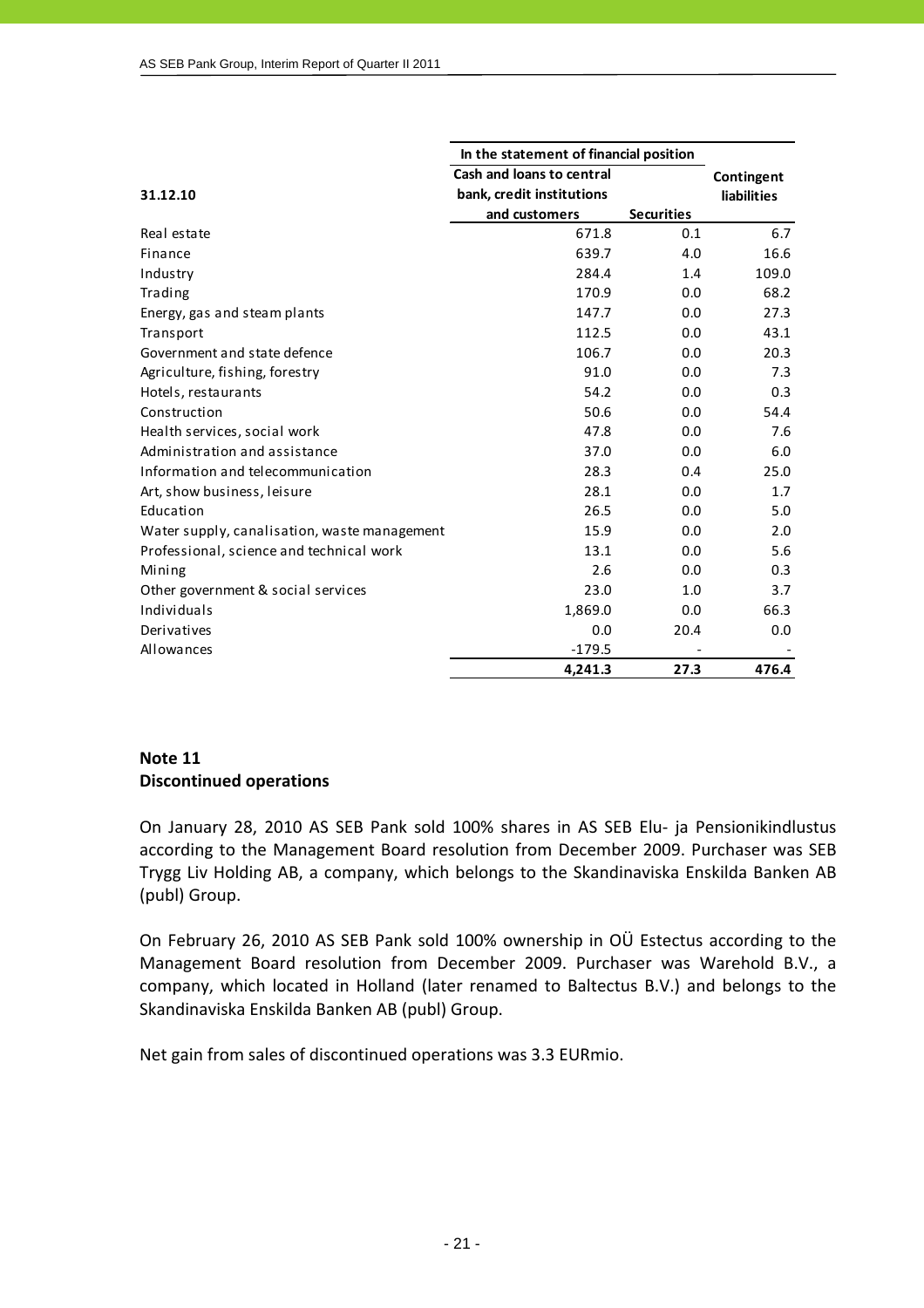| 31.12.10 | In the statement of financial position | | Contingent liabilities |
|---|---|---|---|
| | Cash and loans to central bank, credit institutions and customers | Securities | |
| Real estate | 671.8 | 0.1 | 6.7 |
| Finance | 639.7 | 4.0 | 16.6 |
| Industry | 284.4 | 1.4 | 109.0 |
| Trading | 170.9 | 0.0 | 68.2 |
| Energy, gas and steam plants | 147.7 | 0.0 | 27.3 |
| Transport | 112.5 | 0.0 | 43.1 |
| Government and state defence | 106.7 | 0.0 | 20.3 |
| Agriculture, fishing, forestry | 91.0 | 0.0 | 7.3 |
| Hotels, restaurants | 54.2 | 0.0 | 0.3 |
| Construction | 50.6 | 0.0 | 54.4 |
| Health services, social work | 47.8 | 0.0 | 7.6 |
| Administration and assistance | 37.0 | 0.0 | 6.0 |
| Information and telecommunication | 28.3 | 0.4 | 25.0 |
| Art, show business, leisure | 28.1 | 0.0 | 1.7 |
| Education | 26.5 | 0.0 | 5.0 |
| Water supply, canalisation, waste management | 15.9 | 0.0 | 2.0 |
| Professional, science and technical work | 13.1 | 0.0 | 5.6 |
| Mining | 2.6 | 0.0 | 0.3 |
| Other government & social services | 23.0 | 1.0 | 3.7 |
| Individuals | 1,869.0 | 0.0 | 66.3 |
| Derivatives | 0.0 | 20.4 | 0.0 |
| Allowances | -179.5 | - | - |
| | **4,241.3** | **27.3** | **476.4** |

## Note 11
## Discontinued operations

On January 28, 2010 AS SEB Pank sold 100% shares in AS SEB Elu- ja Pensionikindlustus according to the Management Board resolution from December 2009. Purchaser was SEB Trygg Liv Holding AB, a company, which belongs to the Skandinaviska Enskilda Banken AB (publ) Group.

On February 26, 2010 AS SEB Pank sold 100% ownership in OÜ Estectus according to the Management Board resolution from December 2009. Purchaser was Warehold B.V., a company, which located in Holland (later renamed to Baltectus B.V.) and belongs to the Skandinaviska Enskilda Banken AB (publ) Group.

Net gain from sales of discontinued operations was 3.3 EURmio.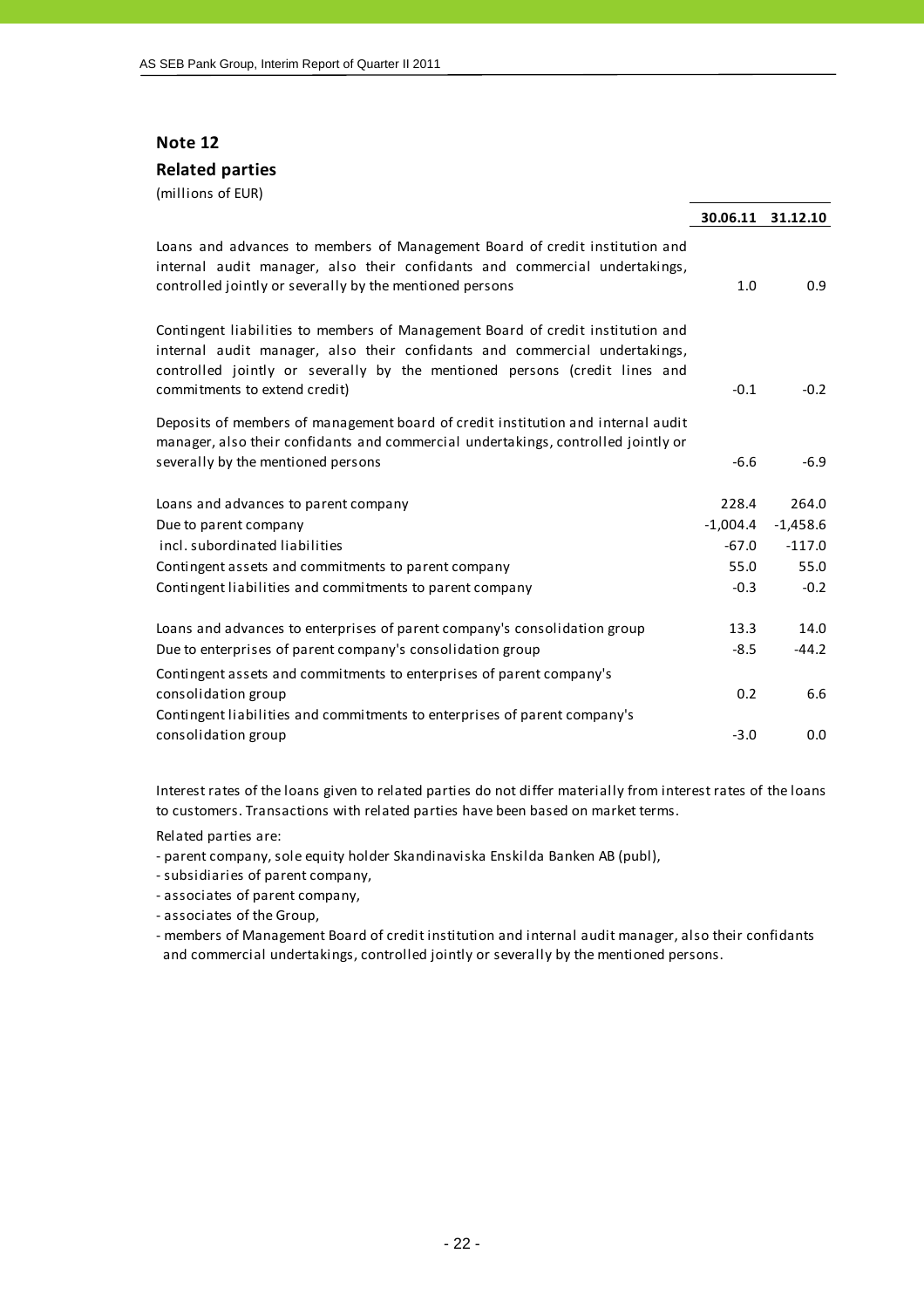## Note 12

## Related parties

(millions of EUR)

| | 30.06.11 | 31.12.10 |
|---|---|---|
| Loans and advances to members of Management Board of credit institution and internal audit manager, also their confidants and commercial undertakings, controlled jointly or severally by the mentioned persons | 1.0 | 0.9 |
| Contingent liabilities to members of Management Board of credit institution and internal audit manager, also their confidants and commercial undertakings, controlled jointly or severally by the mentioned persons (credit lines and commitments to extend credit) | -0.1 | -0.2 |
| Deposits of members of management board of credit institution and internal audit manager, also their confidants and commercial undertakings, controlled jointly or severally by the mentioned persons | -6.6 | -6.9 |
| Loans and advances to parent company | 228.4 | 264.0 |
| Due to parent company | -1,004.4 | -1,458.6 |
| incl. subordinated liabilities | -67.0 | -117.0 |
| Contingent assets and commitments to parent company | 55.0 | 55.0 |
| Contingent liabilities and commitments to parent company | -0.3 | -0.2 |
| Loans and advances to enterprises of parent company's consolidation group | 13.3 | 14.0 |
| Due to enterprises of parent company's consolidation group | -8.5 | -44.2 |
| Contingent assets and commitments to enterprises of parent company's consolidation group | 0.2 | 6.6 |
| Contingent liabilities and commitments to enterprises of parent company's consolidation group | -3.0 | 0.0 |

Interest rates of the loans given to related parties do not differ materially from interest rates of the loans to customers. Transactions with related parties have been based on market terms.

Related parties are:

- parent company, sole equity holder Skandinaviska Enskilda Banken AB (publ),
- subsidiaries of parent company,
- associates of parent company,
- associates of the Group,
- members of Management Board of credit institution and internal audit manager, also their confidants and commercial undertakings, controlled jointly or severally by the mentioned persons.